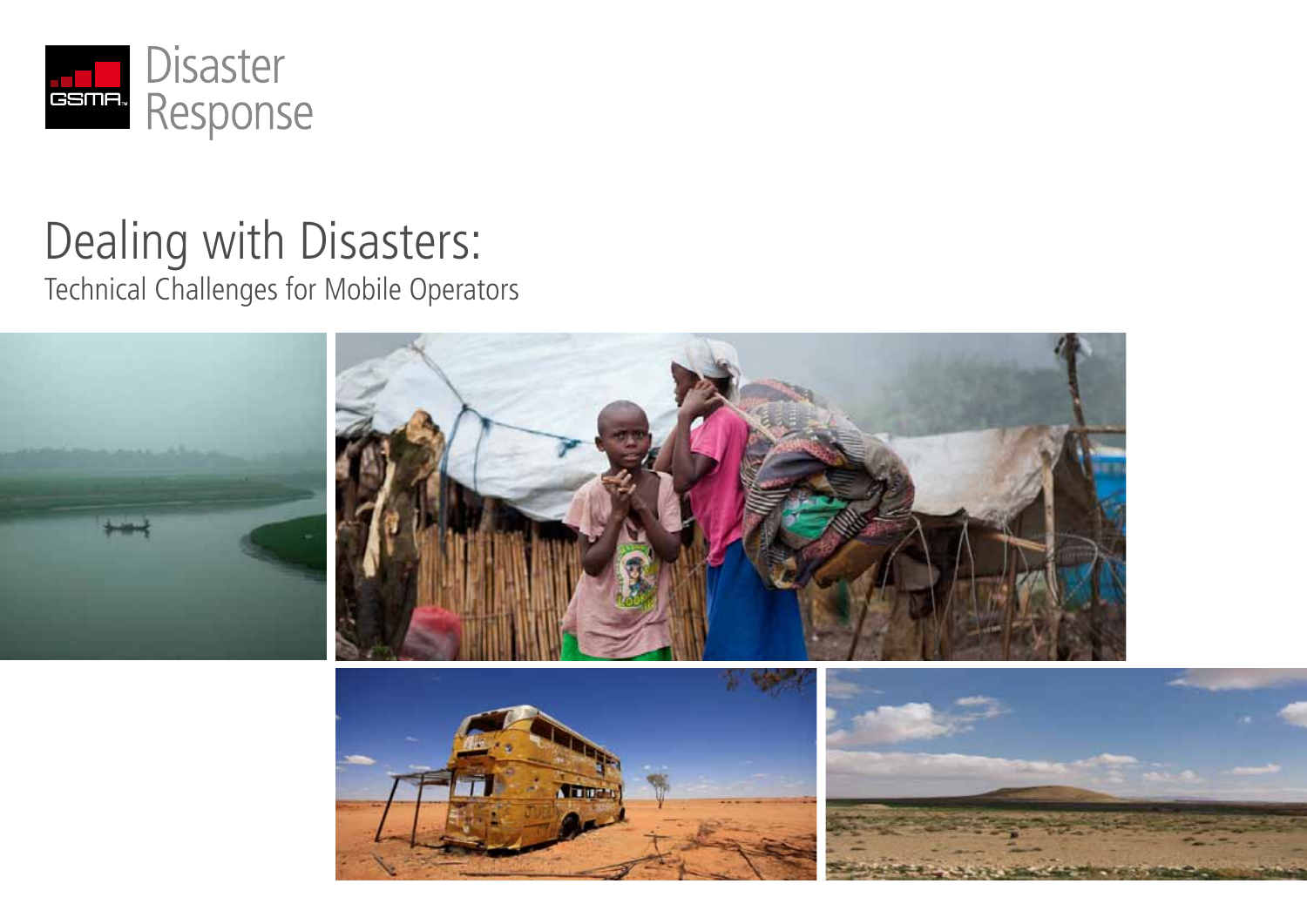Disaster Response

# Dealing with Disasters:

## Technical Challenges for Mobile Operators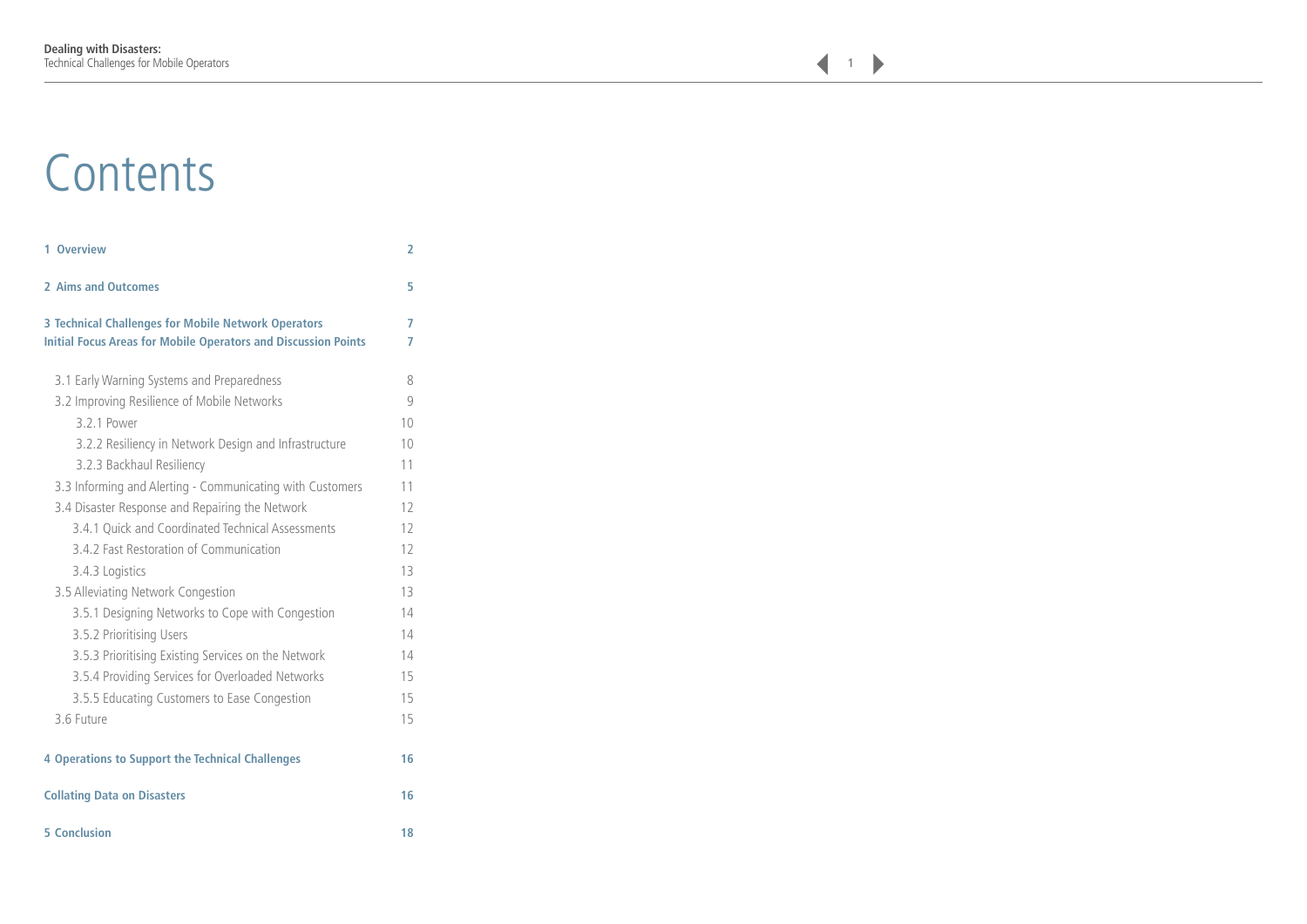# Contents

| | |
|---|---|
| **1 Overview** | **2** |
| **2 Aims and Outcomes** | **5** |
| **3 Technical Challenges for Mobile Network Operators** | **7** |
| **Initial Focus Areas for Mobile Operators and Discussion Points** | **7** |
| 3.1 Early Warning Systems and Preparedness | 8 |
| 3.2 Improving Resilience of Mobile Networks | 9 |
| 3.2.1 Power | 10 |
| 3.2.2 Resiliency in Network Design and Infrastructure | 10 |
| 3.2.3 Backhaul Resiliency | 11 |
| 3.3 Informing and Alerting - Communicating with Customers | 11 |
| 3.4 Disaster Response and Repairing the Network | 12 |
| 3.4.1 Quick and Coordinated Technical Assessments | 12 |
| 3.4.2 Fast Restoration of Communication | 12 |
| 3.4.3 Logistics | 13 |
| 3.5 Alleviating Network Congestion | 13 |
| 3.5.1 Designing Networks to Cope with Congestion | 14 |
| 3.5.2 Prioritising Users | 14 |
| 3.5.3 Prioritising Existing Services on the Network | 14 |
| 3.5.4 Providing Services for Overloaded Networks | 15 |
| 3.5.5 Educating Customers to Ease Congestion | 15 |
| 3.6 Future | 15 |
| **4 Operations to Support the Technical Challenges** | **16** |
| **Collating Data on Disasters** | **16** |
| **5 Conclusion** | **18** |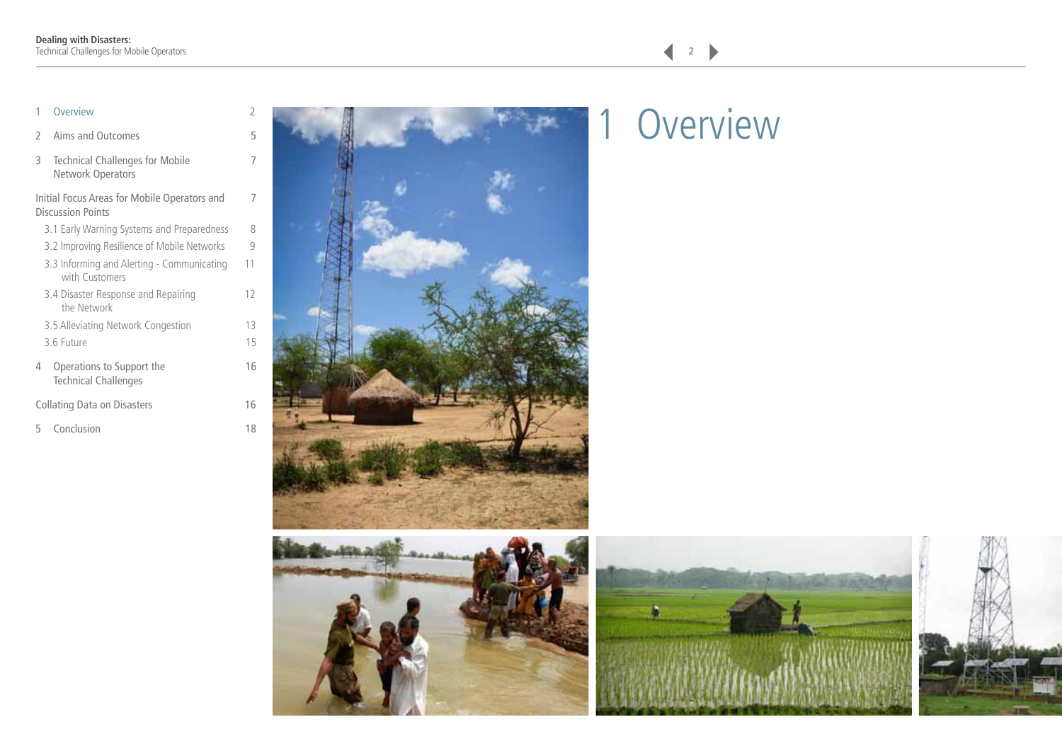| | | |
|---|---|---|
| 1 | Overview | 2 |
| 2 | Aims and Outcomes | 5 |
| 3 | Technical Challenges for Mobile Network Operators | 7 |
| | Initial Focus Areas for Mobile Operators and Discussion Points | 7 |
| | 3.1 Early Warning Systems and Preparedness | 8 |
| | 3.2 Improving Resilience of Mobile Networks | 9 |
| | 3.3 Informing and Alerting - Communicating with Customers | 11 |
| | 3.4 Disaster Response and Repairing the Network | 12 |
| | 3.5 Alleviating Network Congestion | 13 |
| | 3.6 Future | 15 |
| 4 | Operations to Support the Technical Challenges | 16 |
| | Collating Data on Disasters | 16 |
| 5 | Conclusion | 18 |

# 1 Overview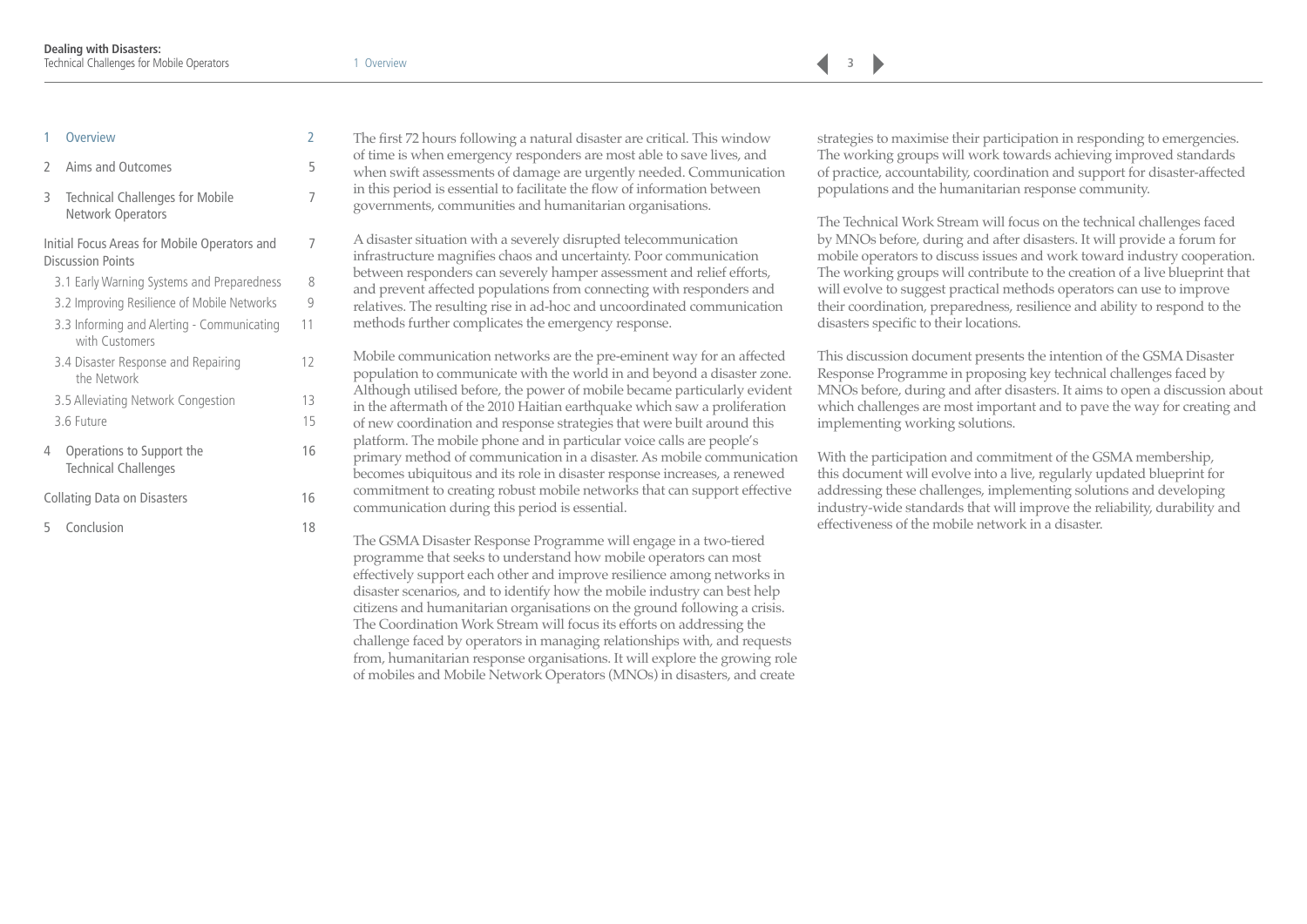| | | |
|---|---|---|
| 1 | Overview | 2 |
| 2 | Aims and Outcomes | 5 |
| 3 | Technical Challenges for Mobile Network Operators | 7 |
| | Initial Focus Areas for Mobile Operators and Discussion Points | 7 |
| | 3.1 Early Warning Systems and Preparedness | 8 |
| | 3.2 Improving Resilience of Mobile Networks | 9 |
| | 3.3 Informing and Alerting - Communicating with Customers | 11 |
| | 3.4 Disaster Response and Repairing the Network | 12 |
| | 3.5 Alleviating Network Congestion | 13 |
| | 3.6 Future | 15 |
| 4 | Operations to Support the Technical Challenges | 16 |
| | Collating Data on Disasters | 16 |
| 5 | Conclusion | 18 |

The first 72 hours following a natural disaster are critical. This window of time is when emergency responders are most able to save lives, and when swift assessments of damage are urgently needed. Communication in this period is essential to facilitate the flow of information between governments, communities and humanitarian organisations.

A disaster situation with a severely disrupted telecommunication infrastructure magnifies chaos and uncertainty. Poor communication between responders can severely hamper assessment and relief efforts, and prevent affected populations from connecting with responders and relatives. The resulting rise in ad-hoc and uncoordinated communication methods further complicates the emergency response.

Mobile communication networks are the pre-eminent way for an affected population to communicate with the world in and beyond a disaster zone. Although utilised before, the power of mobile became particularly evident in the aftermath of the 2010 Haitian earthquake which saw a proliferation of new coordination and response strategies that were built around this platform. The mobile phone and in particular voice calls are people's primary method of communication in a disaster. As mobile communication becomes ubiquitous and its role in disaster response increases, a renewed commitment to creating robust mobile networks that can support effective communication during this period is essential.

The GSMA Disaster Response Programme will engage in a two-tiered programme that seeks to understand how mobile operators can most effectively support each other and improve resilience among networks in disaster scenarios, and to identify how the mobile industry can best help citizens and humanitarian organisations on the ground following a crisis. The Coordination Work Stream will focus its efforts on addressing the challenge faced by operators in managing relationships with, and requests from, humanitarian response organisations. It will explore the growing role of mobiles and Mobile Network Operators (MNOs) in disasters, and create strategies to maximise their participation in responding to emergencies. The working groups will work towards achieving improved standards of practice, accountability, coordination and support for disaster-affected populations and the humanitarian response community.

The Technical Work Stream will focus on the technical challenges faced by MNOs before, during and after disasters. It will provide a forum for mobile operators to discuss issues and work toward industry cooperation. The working groups will contribute to the creation of a live blueprint that will evolve to suggest practical methods operators can use to improve their coordination, preparedness, resilience and ability to respond to the disasters specific to their locations.

This discussion document presents the intention of the GSMA Disaster Response Programme in proposing key technical challenges faced by MNOs before, during and after disasters. It aims to open a discussion about which challenges are most important and to pave the way for creating and implementing working solutions.

With the participation and commitment of the GSMA membership, this document will evolve into a live, regularly updated blueprint for addressing these challenges, implementing solutions and developing industry-wide standards that will improve the reliability, durability and effectiveness of the mobile network in a disaster.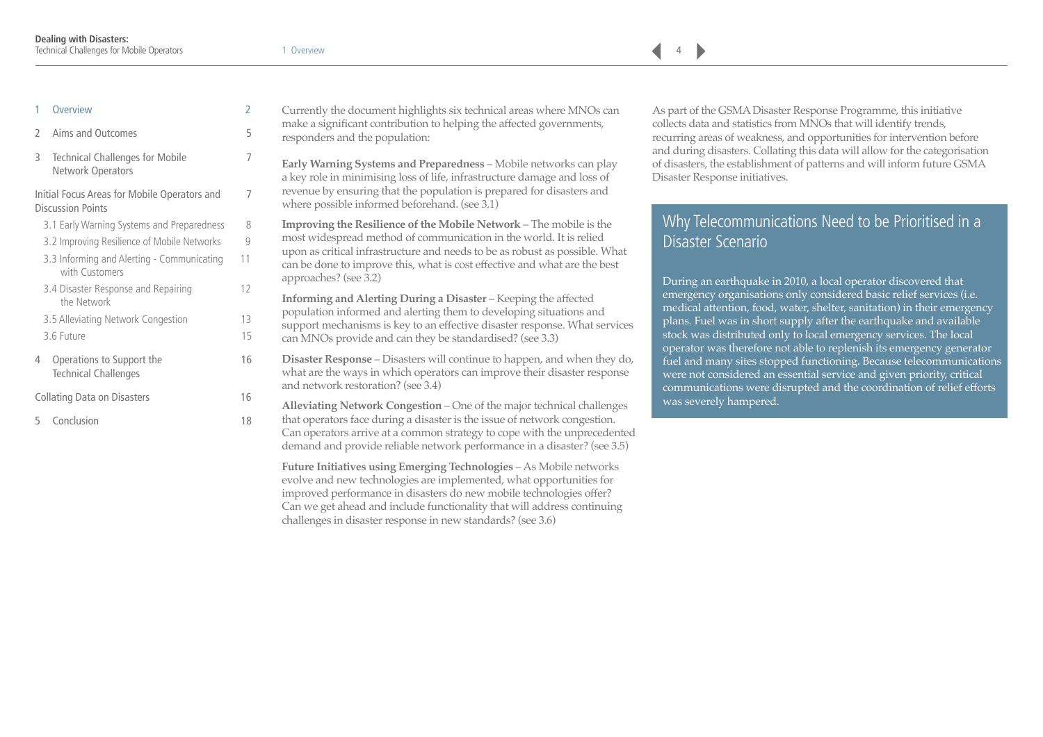| | | |
|---|---|---|
| 1 | Overview | 2 |
| 2 | Aims and Outcomes | 5 |
| 3 | Technical Challenges for Mobile Network Operators | 7 |
| | Initial Focus Areas for Mobile Operators and Discussion Points | 7 |
| | 3.1 Early Warning Systems and Preparedness | 8 |
| | 3.2 Improving Resilience of Mobile Networks | 9 |
| | 3.3 Informing and Alerting - Communicating with Customers | 11 |
| | 3.4 Disaster Response and Repairing the Network | 12 |
| | 3.5 Alleviating Network Congestion | 13 |
| | 3.6 Future | 15 |
| 4 | Operations to Support the Technical Challenges | 16 |
| | Collating Data on Disasters | 16 |
| 5 | Conclusion | 18 |

Currently the document highlights six technical areas where MNOs can make a significant contribution to helping the affected governments, responders and the population:

**Early Warning Systems and Preparedness** – Mobile networks can play a key role in minimising loss of life, infrastructure damage and loss of revenue by ensuring that the population is prepared for disasters and where possible informed beforehand. (see 3.1)

**Improving the Resilience of the Mobile Network** – The mobile is the most widespread method of communication in the world. It is relied upon as critical infrastructure and needs to be as robust as possible. What can be done to improve this, what is cost effective and what are the best approaches? (see 3.2)

**Informing and Alerting During a Disaster** – Keeping the affected population informed and alerting them to developing situations and support mechanisms is key to an effective disaster response. What services can MNOs provide and can they be standardised? (see 3.3)

**Disaster Response** – Disasters will continue to happen, and when they do, what are the ways in which operators can improve their disaster response and network restoration? (see 3.4)

**Alleviating Network Congestion** – One of the major technical challenges that operators face during a disaster is the issue of network congestion. Can operators arrive at a common strategy to cope with the unprecedented demand and provide reliable network performance in a disaster? (see 3.5)

**Future Initiatives using Emerging Technologies** – As Mobile networks evolve and new technologies are implemented, what opportunities for improved performance in disasters do new mobile technologies offer? Can we get ahead and include functionality that will address continuing challenges in disaster response in new standards? (see 3.6)

As part of the GSMA Disaster Response Programme, this initiative collects data and statistics from MNOs that will identify trends, recurring areas of weakness, and opportunities for intervention before and during disasters. Collating this data will allow for the categorisation of disasters, the establishment of patterns and will inform future GSMA Disaster Response initiatives.

## Why Telecommunications Need to be Prioritised in a Disaster Scenario

During an earthquake in 2010, a local operator discovered that emergency organisations only considered basic relief services (i.e. medical attention, food, water, shelter, sanitation) in their emergency plans. Fuel was in short supply after the earthquake and available stock was distributed only to local emergency services. The local operator was therefore not able to replenish its emergency generator fuel and many sites stopped functioning. Because telecommunications were not considered an essential service and given priority, critical communications were disrupted and the coordination of relief efforts was severely hampered.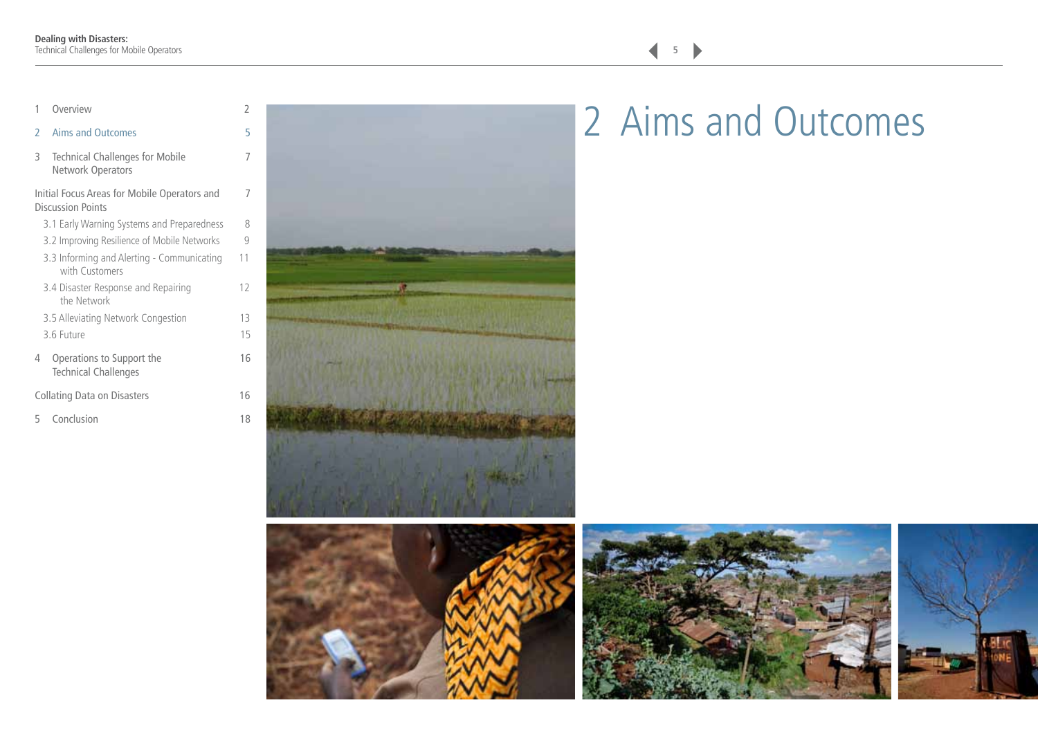1 Overview 2

2 Aims and Outcomes 5

3 Technical Challenges for Mobile Network Operators 7

Initial Focus Areas for Mobile Operators and Discussion Points 7

3.1 Early Warning Systems and Preparedness 8

3.2 Improving Resilience of Mobile Networks 9

3.3 Informing and Alerting - Communicating with Customers 11

3.4 Disaster Response and Repairing the Network 12

3.5 Alleviating Network Congestion 13

3.6 Future 15

4 Operations to Support the Technical Challenges 16

Collating Data on Disasters 16

5 Conclusion 18

# 2 Aims and Outcomes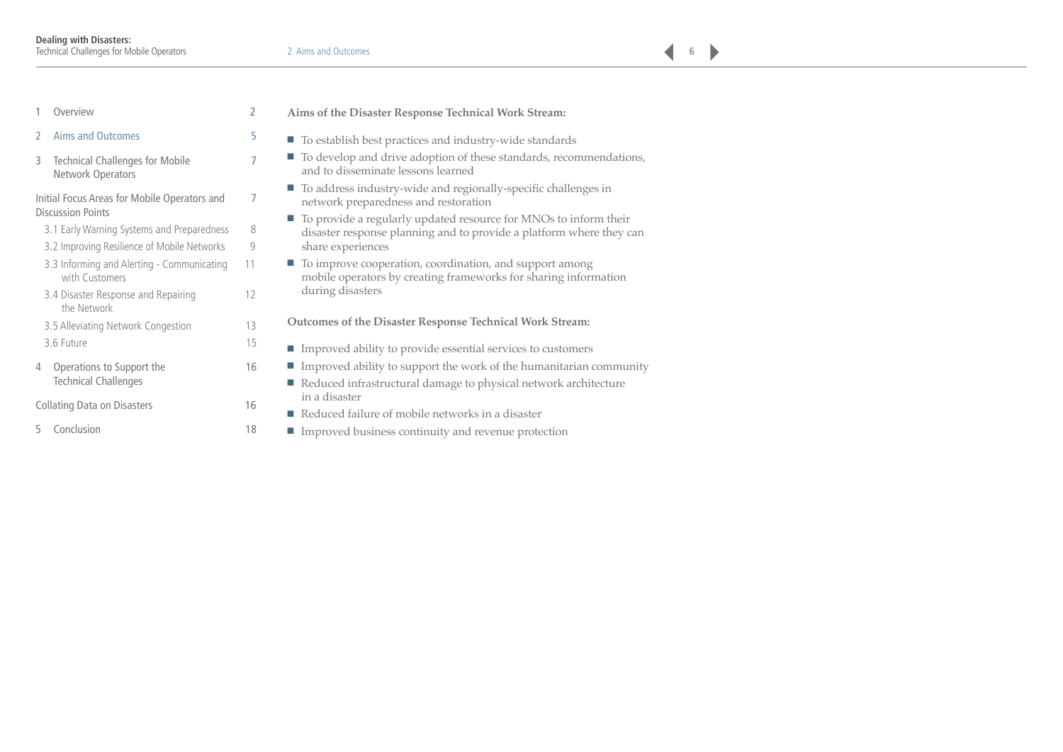| | | |
|---|---|---|
| 1 | Overview | 2 |
| 2 | Aims and Outcomes | 5 |
| 3 | Technical Challenges for Mobile Network Operators | 7 |
| | Initial Focus Areas for Mobile Operators and Discussion Points | 7 |
| | 3.1 Early Warning Systems and Preparedness | 8 |
| | 3.2 Improving Resilience of Mobile Networks | 9 |
| | 3.3 Informing and Alerting - Communicating with Customers | 11 |
| | 3.4 Disaster Response and Repairing the Network | 12 |
| | 3.5 Alleviating Network Congestion | 13 |
| | 3.6 Future | 15 |
| 4 | Operations to Support the Technical Challenges | 16 |
| | Collating Data on Disasters | 16 |
| 5 | Conclusion | 18 |

**Aims of the Disaster Response Technical Work Stream:**

- To establish best practices and industry-wide standards
- To develop and drive adoption of these standards, recommendations, and to disseminate lessons learned
- To address industry-wide and regionally-specific challenges in network preparedness and restoration
- To provide a regularly updated resource for MNOs to inform their disaster response planning and to provide a platform where they can share experiences
- To improve cooperation, coordination, and support among mobile operators by creating frameworks for sharing information during disasters

**Outcomes of the Disaster Response Technical Work Stream:**

- Improved ability to provide essential services to customers
- Improved ability to support the work of the humanitarian community
- Reduced infrastructural damage to physical network architecture in a disaster
- Reduced failure of mobile networks in a disaster
- Improved business continuity and revenue protection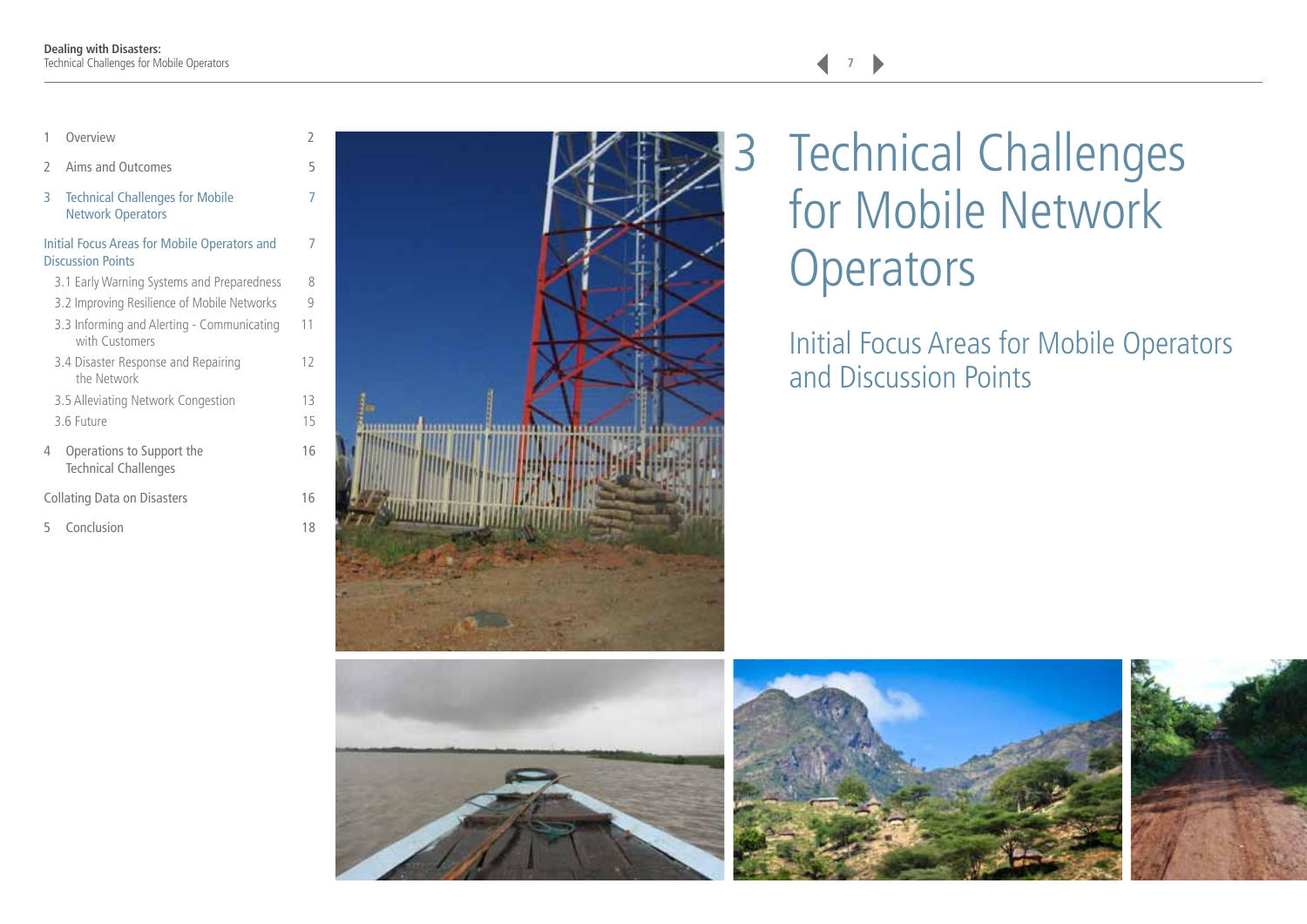| | | |
|---|---|---|
| 1 | Overview | 2 |
| 2 | Aims and Outcomes | 5 |
| 3 | Technical Challenges for Mobile Network Operators | 7 |
| | Initial Focus Areas for Mobile Operators and Discussion Points | 7 |
| | 3.1 Early Warning Systems and Preparedness | 8 |
| | 3.2 Improving Resilience of Mobile Networks | 9 |
| | 3.3 Informing and Alerting - Communicating with Customers | 11 |
| | 3.4 Disaster Response and Repairing the Network | 12 |
| | 3.5 Alleviating Network Congestion | 13 |
| | 3.6 Future | 15 |
| 4 | Operations to Support the Technical Challenges | 16 |
| | Collating Data on Disasters | 16 |
| 5 | Conclusion | 18 |

# 3 Technical Challenges for Mobile Network Operators

## Initial Focus Areas for Mobile Operators and Discussion Points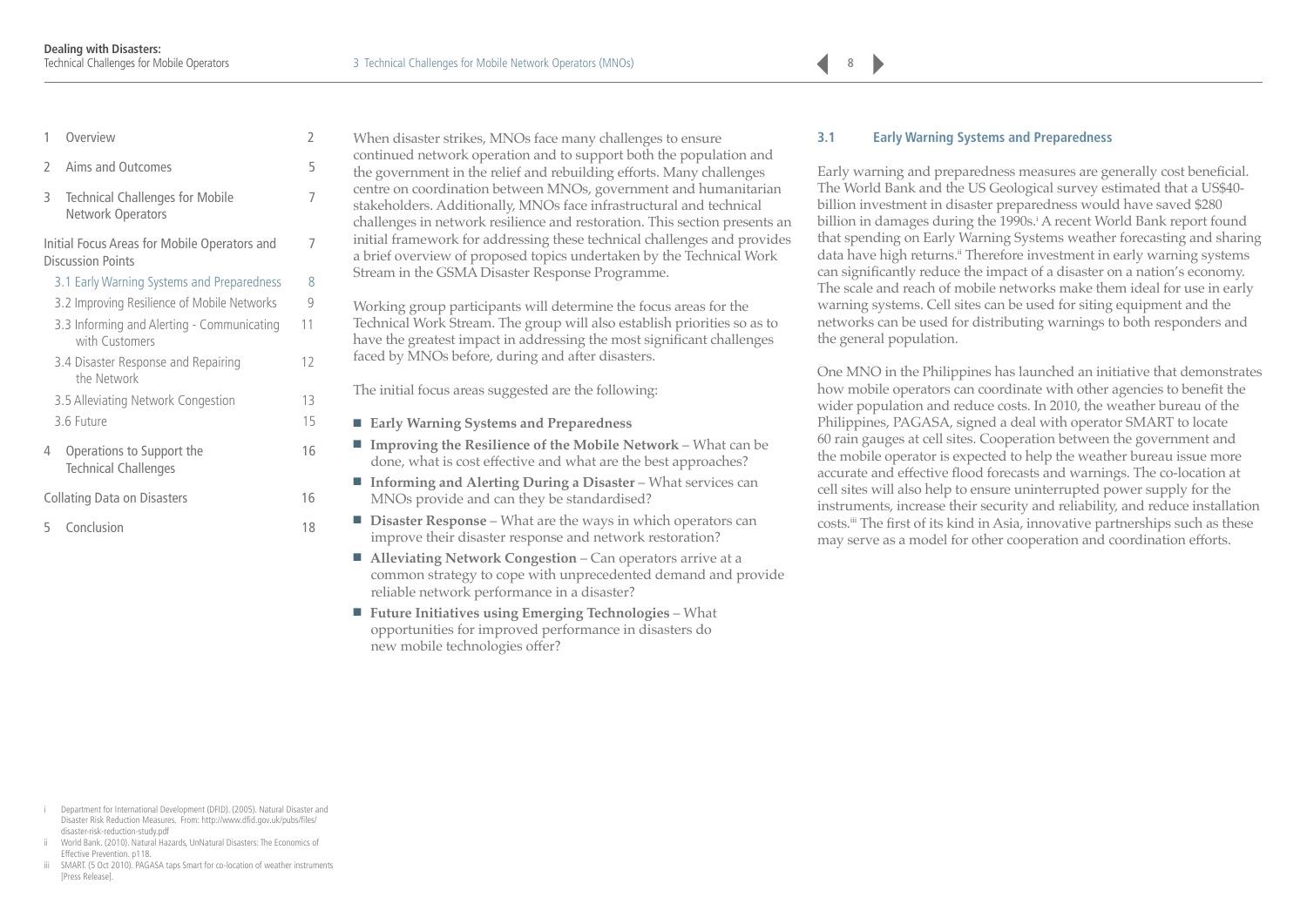When disaster strikes, MNOs face many challenges to ensure continued network operation and to support both the population and the government in the relief and rebuilding efforts. Many challenges centre on coordination between MNOs, government and humanitarian stakeholders. Additionally, MNOs face infrastructural and technical challenges in network resilience and restoration. This section presents an initial framework for addressing these technical challenges and provides a brief overview of proposed topics undertaken by the Technical Work Stream in the GSMA Disaster Response Programme.

Working group participants will determine the focus areas for the Technical Work Stream. The group will also establish priorities so as to have the greatest impact in addressing the most significant challenges faced by MNOs before, during and after disasters.

The initial focus areas suggested are the following:

- **Early Warning Systems and Preparedness**
- **Improving the Resilience of the Mobile Network** – What can be done, what is cost effective and what are the best approaches?
- **Informing and Alerting During a Disaster** – What services can MNOs provide and can they be standardised?
- **Disaster Response** – What are the ways in which operators can improve their disaster response and network restoration?
- **Alleviating Network Congestion** – Can operators arrive at a common strategy to cope with unprecedented demand and provide reliable network performance in a disaster?
- **Future Initiatives using Emerging Technologies** – What opportunities for improved performance in disasters do new mobile technologies offer?

## 3.1 Early Warning Systems and Preparedness

Early warning and preparedness measures are generally cost beneficial. The World Bank and the US Geological survey estimated that a US$40-billion investment in disaster preparedness would have saved $280 billion in damages during the 1990s.[i] A recent World Bank report found that spending on Early Warning Systems weather forecasting and sharing data have high returns.[ii] Therefore investment in early warning systems can significantly reduce the impact of a disaster on a nation's economy. The scale and reach of mobile networks make them ideal for use in early warning systems. Cell sites can be used for siting equipment and the networks can be used for distributing warnings to both responders and the general population.

One MNO in the Philippines has launched an initiative that demonstrates how mobile operators can coordinate with other agencies to benefit the wider population and reduce costs. In 2010, the weather bureau of the Philippines, PAGASA, signed a deal with operator SMART to locate 60 rain gauges at cell sites. Cooperation between the government and the mobile operator is expected to help the weather bureau issue more accurate and effective flood forecasts and warnings. The co-location at cell sites will also help to ensure uninterrupted power supply for the instruments, increase their security and reliability, and reduce installation costs.[iii] The first of its kind in Asia, innovative partnerships such as these may serve as a model for other cooperation and coordination efforts.

---

i Department for International Development (DFID). (2005). Natural Disaster and Disaster Risk Reduction Measures. From: http://www.dfid.gov.uk/pubs/files/disaster-risk-reduction-study.pdf

ii World Bank. (2010). Natural Hazards, UnNatural Disasters: The Economics of Effective Prevention. p118.

iii SMART. (5 Oct 2010). PAGASA taps Smart for co-location of weather instruments [Press Release].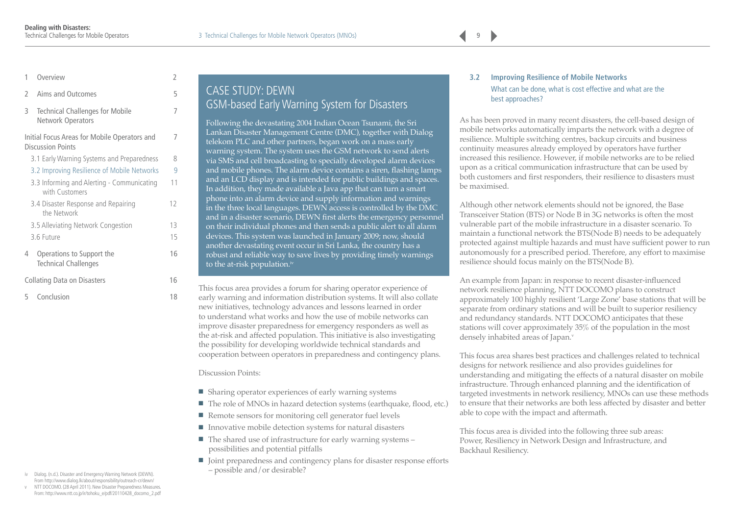| | | |
|---|---|---|
| 1 | Overview | 2 |
| 2 | Aims and Outcomes | 5 |
| 3 | Technical Challenges for Mobile Network Operators | 7 |
| | Initial Focus Areas for Mobile Operators and Discussion Points | 7 |
| | 3.1 Early Warning Systems and Preparedness | 8 |
| | 3.2 Improving Resilience of Mobile Networks | 9 |
| | 3.3 Informing and Alerting - Communicating with Customers | 11 |
| | 3.4 Disaster Response and Repairing the Network | 12 |
| | 3.5 Alleviating Network Congestion | 13 |
| | 3.6 Future | 15 |
| 4 | Operations to Support the Technical Challenges | 16 |
| | Collating Data on Disasters | 16 |
| 5 | Conclusion | 18 |

## CASE STUDY: DEWN
### GSM-based Early Warning System for Disasters

Following the devastating 2004 Indian Ocean Tsunami, the Sri Lankan Disaster Management Centre (DMC), together with Dialog telekom PLC and other partners, began work on a mass early warning system. The system uses the GSM network to send alerts via SMS and cell broadcasting to specially developed alarm devices and mobile phones. The alarm device contains a siren, flashing lamps and an LCD display and is intended for public buildings and spaces. In addition, they made available a Java app that can turn a smart phone into an alarm device and supply information and warnings in the three local languages. DEWN access is controlled by the DMC and in a disaster scenario, DEWN first alerts the emergency personnel on their individual phones and then sends a public alert to all alarm devices. This system was launched in January 2009; now, should another devastating event occur in Sri Lanka, the country has a robust and reliable way to save lives by providing timely warnings to the at-risk population.[iv]

This focus area provides a forum for sharing operator experience of early warning and information distribution systems. It will also collate new initiatives, technology advances and lessons learned in order to understand what works and how the use of mobile networks can improve disaster preparedness for emergency responders as well as the at-risk and affected population. This initiative is also investigating the possibility for developing worldwide technical standards and cooperation between operators in preparedness and contingency plans.

Discussion Points:

- Sharing operator experiences of early warning systems
- The role of MNOs in hazard detection systems (earthquake, flood, etc.)
- Remote sensors for monitoring cell generator fuel levels
- Innovative mobile detection systems for natural disasters
- The shared use of infrastructure for early warning systems – possibilities and potential pitfalls
- Joint preparedness and contingency plans for disaster response efforts – possible and/or desirable?

## 3.2 Improving Resilience of Mobile Networks

What can be done, what is cost effective and what are the best approaches?

As has been proved in many recent disasters, the cell-based design of mobile networks automatically imparts the network with a degree of resilience. Multiple switching centres, backup circuits and business continuity measures already employed by operators have further increased this resilience. However, if mobile networks are to be relied upon as a critical communication infrastructure that can be used by both customers and first responders, their resilience to disasters must be maximised.

Although other network elements should not be ignored, the Base Transceiver Station (BTS) or Node B in 3G networks is often the most vulnerable part of the mobile infrastructure in a disaster scenario. To maintain a functional network the BTS(Node B) needs to be adequately protected against multiple hazards and must have sufficient power to run autonomously for a prescribed period. Therefore, any effort to maximise resilience should focus mainly on the BTS(Node B).

An example from Japan: in response to recent disaster-influenced network resilience planning, NTT DOCOMO plans to construct approximately 100 highly resilient 'Large Zone' base stations that will be separate from ordinary stations and will be built to superior resiliency and redundancy standards. NTT DOCOMO anticipates that these stations will cover approximately 35% of the population in the most densely inhabited areas of Japan.[v]

This focus area shares best practices and challenges related to technical designs for network resilience and also provides guidelines for understanding and mitigating the effects of a natural disaster on mobile infrastructure. Through enhanced planning and the identification of targeted investments in network resiliency, MNOs can use these methods to ensure that their networks are both less affected by disaster and better able to cope with the impact and aftermath.

This focus area is divided into the following three sub areas: Power, Resiliency in Network Design and Infrastructure, and Backhaul Resiliency.

---

iv Dialog. (n.d.). Disaster and Emergency Warning Network (DEWN). From http://www.dialog.lk/about/responsibility/outreach-cr/dewn/

v NTT DOCOMO. (28 April 2011). New Disaster Preparedness Measures. From: http://www.ntt.co.jp/ir/tohoku_e/pdf/20110428_docomo_2.pdf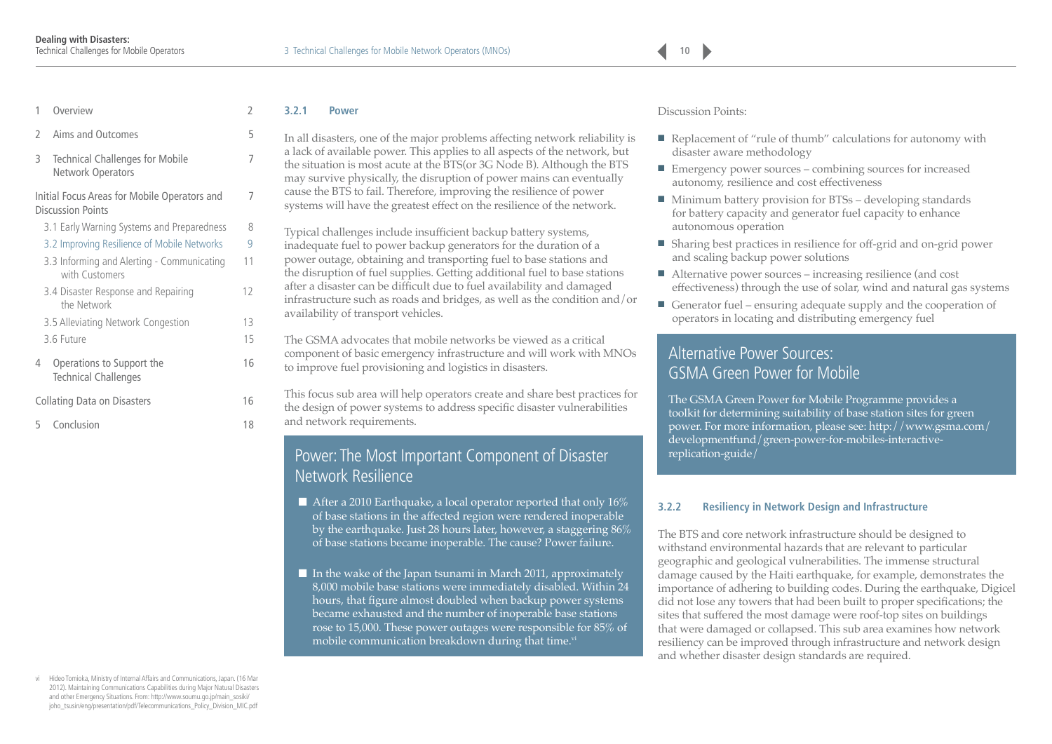### 3.2.1 Power

In all disasters, one of the major problems affecting network reliability is a lack of available power. This applies to all aspects of the network, but the situation is most acute at the BTS(or 3G Node B). Although the BTS may survive physically, the disruption of power mains can eventually cause the BTS to fail. Therefore, improving the resilience of power systems will have the greatest effect on the resilience of the network.

Typical challenges include insufficient backup battery systems, inadequate fuel to power backup generators for the duration of a power outage, obtaining and transporting fuel to base stations and the disruption of fuel supplies. Getting additional fuel to base stations after a disaster can be difficult due to fuel availability and damaged infrastructure such as roads and bridges, as well as the condition and/or availability of transport vehicles.

The GSMA advocates that mobile networks be viewed as a critical component of basic emergency infrastructure and will work with MNOs to improve fuel provisioning and logistics in disasters.

This focus sub area will help operators create and share best practices for the design of power systems to address specific disaster vulnerabilities and network requirements.

#### Power: The Most Important Component of Disaster Network Resilience

- After a 2010 Earthquake, a local operator reported that only 16% of base stations in the affected region were rendered inoperable by the earthquake. Just 28 hours later, however, a staggering 86% of base stations became inoperable. The cause? Power failure.
- In the wake of the Japan tsunami in March 2011, approximately 8,000 mobile base stations were immediately disabled. Within 24 hours, that figure almost doubled when backup power systems became exhausted and the number of inoperable base stations rose to 15,000. These power outages were responsible for 85% of mobile communication breakdown during that time.[vi]

Discussion Points:

- Replacement of "rule of thumb" calculations for autonomy with disaster aware methodology
- Emergency power sources – combining sources for increased autonomy, resilience and cost effectiveness
- Minimum battery provision for BTSs – developing standards for battery capacity and generator fuel capacity to enhance autonomous operation
- Sharing best practices in resilience for off-grid and on-grid power and scaling backup power solutions
- Alternative power sources – increasing resilience (and cost effectiveness) through the use of solar, wind and natural gas systems
- Generator fuel – ensuring adequate supply and the cooperation of operators in locating and distributing emergency fuel

#### Alternative Power Sources: GSMA Green Power for Mobile

The GSMA Green Power for Mobile Programme provides a toolkit for determining suitability of base station sites for green power. For more information, please see: http://www.gsma.com/developmentfund/green-power-for-mobiles-interactive-replication-guide/

### 3.2.2 Resiliency in Network Design and Infrastructure

The BTS and core network infrastructure should be designed to withstand environmental hazards that are relevant to particular geographic and geological vulnerabilities. The immense structural damage caused by the Haiti earthquake, for example, demonstrates the importance of adhering to building codes. During the earthquake, Digicel did not lose any towers that had been built to proper specifications; the sites that suffered the most damage were roof-top sites on buildings that were damaged or collapsed. This sub area examines how network resiliency can be improved through infrastructure and network design and whether disaster design standards are required.

vi Hideo Tomioka, Ministry of Internal Affairs and Communications, Japan. (16 Mar 2012). Maintaining Communications Capabilities during Major Natural Disasters and other Emergency Situations. From: http://www.soumu.go.jp/main_sosiki/joho_tsusin/eng/presentation/pdf/Telecommunications_Policy_Division_MIC.pdf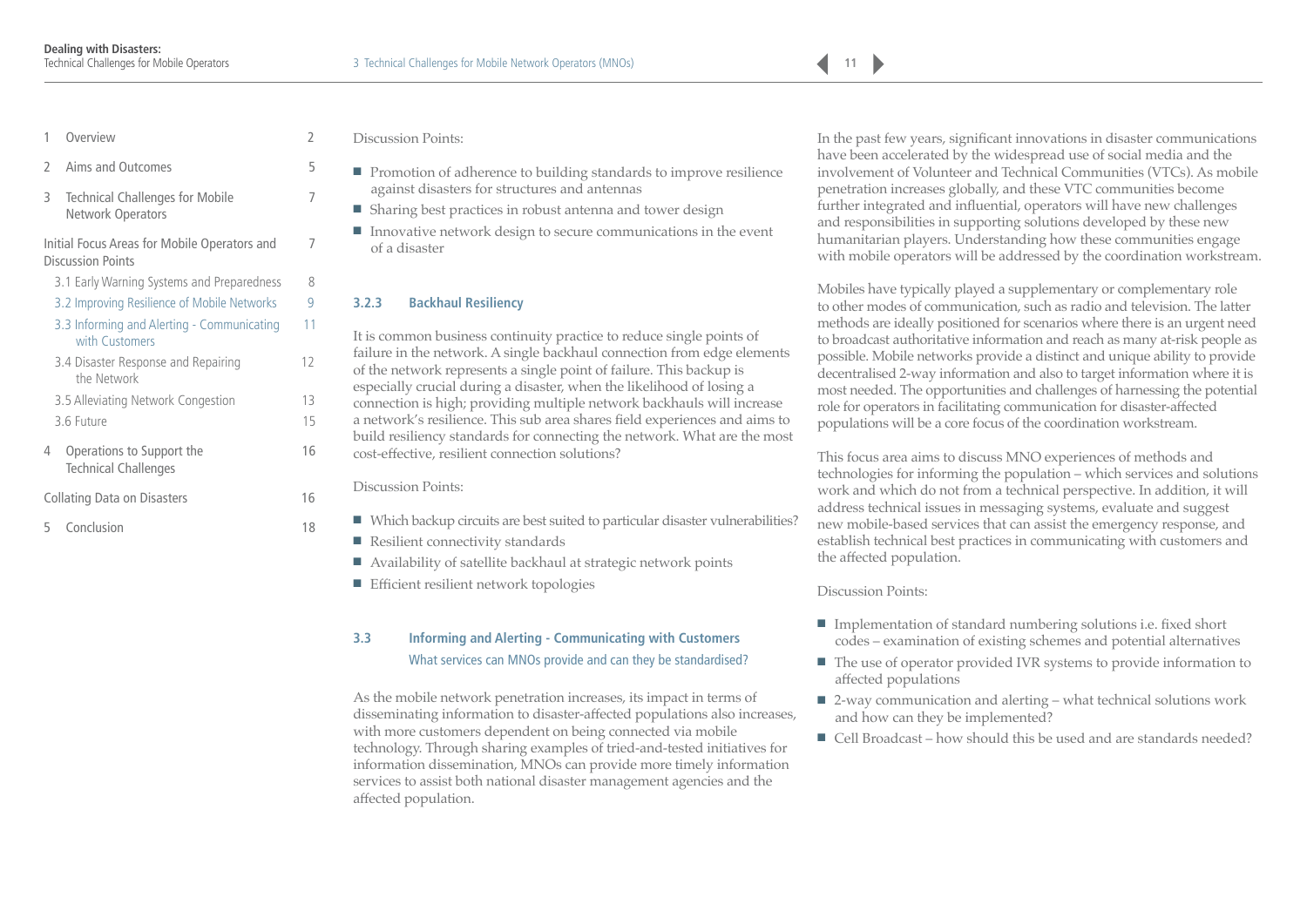Discussion Points:

- Promotion of adherence to building standards to improve resilience against disasters for structures and antennas
- Sharing best practices in robust antenna and tower design
- Innovative network design to secure communications in the event of a disaster

### 3.2.3 Backhaul Resiliency

It is common business continuity practice to reduce single points of failure in the network. A single backhaul connection from edge elements of the network represents a single point of failure. This backup is especially crucial during a disaster, when the likelihood of losing a connection is high; providing multiple network backhauls will increase a network's resilience. This sub area shares field experiences and aims to build resiliency standards for connecting the network. What are the most cost-effective, resilient connection solutions?

Discussion Points:

- Which backup circuits are best suited to particular disaster vulnerabilities?
- Resilient connectivity standards
- Availability of satellite backhaul at strategic network points
- Efficient resilient network topologies

## 3.3 Informing and Alerting - Communicating with Customers

What services can MNOs provide and can they be standardised?

As the mobile network penetration increases, its impact in terms of disseminating information to disaster-affected populations also increases, with more customers dependent on being connected via mobile technology. Through sharing examples of tried-and-tested initiatives for information dissemination, MNOs can provide more timely information services to assist both national disaster management agencies and the affected population.

In the past few years, significant innovations in disaster communications have been accelerated by the widespread use of social media and the involvement of Volunteer and Technical Communities (VTCs). As mobile penetration increases globally, and these VTC communities become further integrated and influential, operators will have new challenges and responsibilities in supporting solutions developed by these new humanitarian players. Understanding how these communities engage with mobile operators will be addressed by the coordination workstream.

Mobiles have typically played a supplementary or complementary role to other modes of communication, such as radio and television. The latter methods are ideally positioned for scenarios where there is an urgent need to broadcast authoritative information and reach as many at-risk people as possible. Mobile networks provide a distinct and unique ability to provide decentralised 2-way information and also to target information where it is most needed. The opportunities and challenges of harnessing the potential role for operators in facilitating communication for disaster-affected populations will be a core focus of the coordination workstream.

This focus area aims to discuss MNO experiences of methods and technologies for informing the population – which services and solutions work and which do not from a technical perspective. In addition, it will address technical issues in messaging systems, evaluate and suggest new mobile-based services that can assist the emergency response, and establish technical best practices in communicating with customers and the affected population.

Discussion Points:

- Implementation of standard numbering solutions i.e. fixed short codes – examination of existing schemes and potential alternatives
- The use of operator provided IVR systems to provide information to affected populations
- 2-way communication and alerting – what technical solutions work and how can they be implemented?
- Cell Broadcast – how should this be used and are standards needed?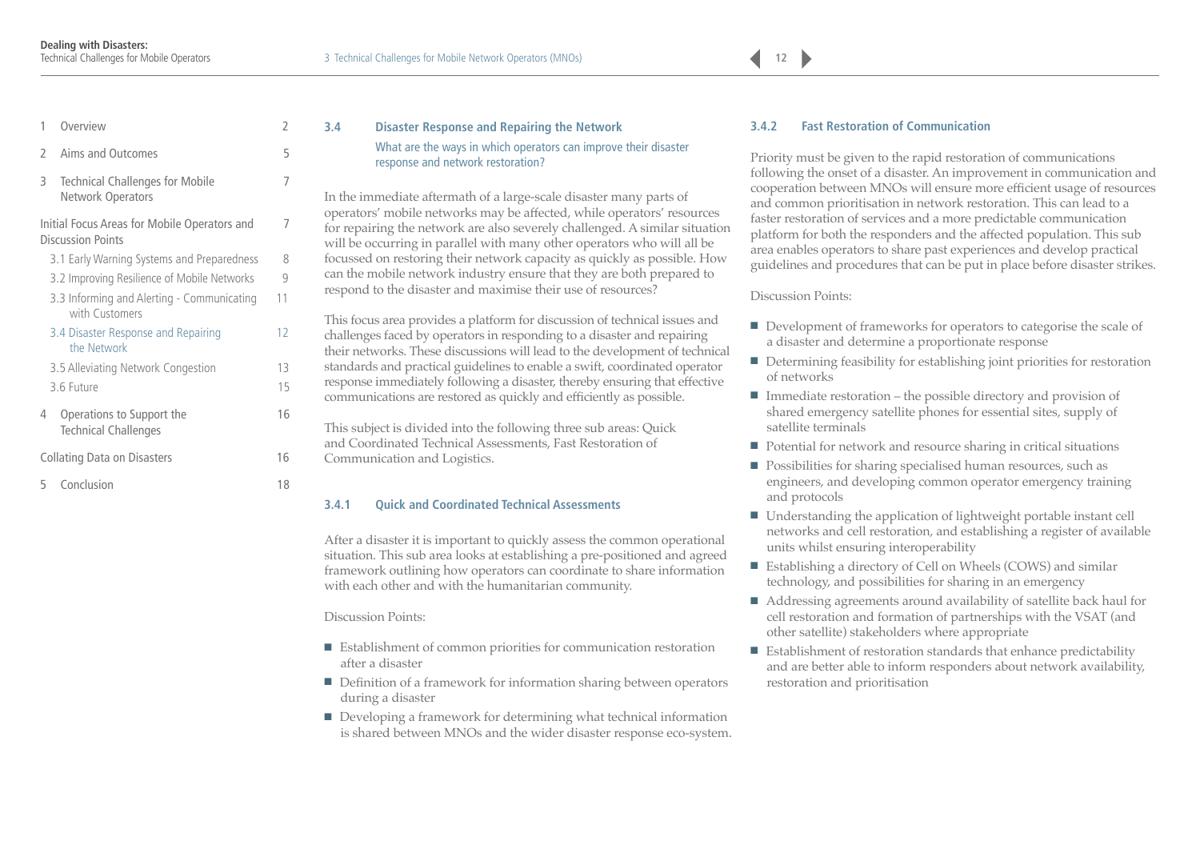### 3.4 Disaster Response and Repairing the Network

What are the ways in which operators can improve their disaster response and network restoration?

In the immediate aftermath of a large-scale disaster many parts of operators' mobile networks may be affected, while operators' resources for repairing the network are also severely challenged. A similar situation will be occurring in parallel with many other operators who will all be focussed on restoring their network capacity as quickly as possible. How can the mobile network industry ensure that they are both prepared to respond to the disaster and maximise their use of resources?

This focus area provides a platform for discussion of technical issues and challenges faced by operators in responding to a disaster and repairing their networks. These discussions will lead to the development of technical standards and practical guidelines to enable a swift, coordinated operator response immediately following a disaster, thereby ensuring that effective communications are restored as quickly and efficiently as possible.

This subject is divided into the following three sub areas: Quick and Coordinated Technical Assessments, Fast Restoration of Communication and Logistics.

#### 3.4.1 Quick and Coordinated Technical Assessments

After a disaster it is important to quickly assess the common operational situation. This sub area looks at establishing a pre-positioned and agreed framework outlining how operators can coordinate to share information with each other and with the humanitarian community.

Discussion Points:

- Establishment of common priorities for communication restoration after a disaster
- Definition of a framework for information sharing between operators during a disaster
- Developing a framework for determining what technical information is shared between MNOs and the wider disaster response eco-system.

#### 3.4.2 Fast Restoration of Communication

Priority must be given to the rapid restoration of communications following the onset of a disaster. An improvement in communication and cooperation between MNOs will ensure more efficient usage of resources and common prioritisation in network restoration. This can lead to a faster restoration of services and a more predictable communication platform for both the responders and the affected population. This sub area enables operators to share past experiences and develop practical guidelines and procedures that can be put in place before disaster strikes.

Discussion Points:

- Development of frameworks for operators to categorise the scale of a disaster and determine a proportionate response
- Determining feasibility for establishing joint priorities for restoration of networks
- Immediate restoration – the possible directory and provision of shared emergency satellite phones for essential sites, supply of satellite terminals
- Potential for network and resource sharing in critical situations
- Possibilities for sharing specialised human resources, such as engineers, and developing common operator emergency training and protocols
- Understanding the application of lightweight portable instant cell networks and cell restoration, and establishing a register of available units whilst ensuring interoperability
- Establishing a directory of Cell on Wheels (COWS) and similar technology, and possibilities for sharing in an emergency
- Addressing agreements around availability of satellite back haul for cell restoration and formation of partnerships with the VSAT (and other satellite) stakeholders where appropriate
- Establishment of restoration standards that enhance predictability and are better able to inform responders about network availability, restoration and prioritisation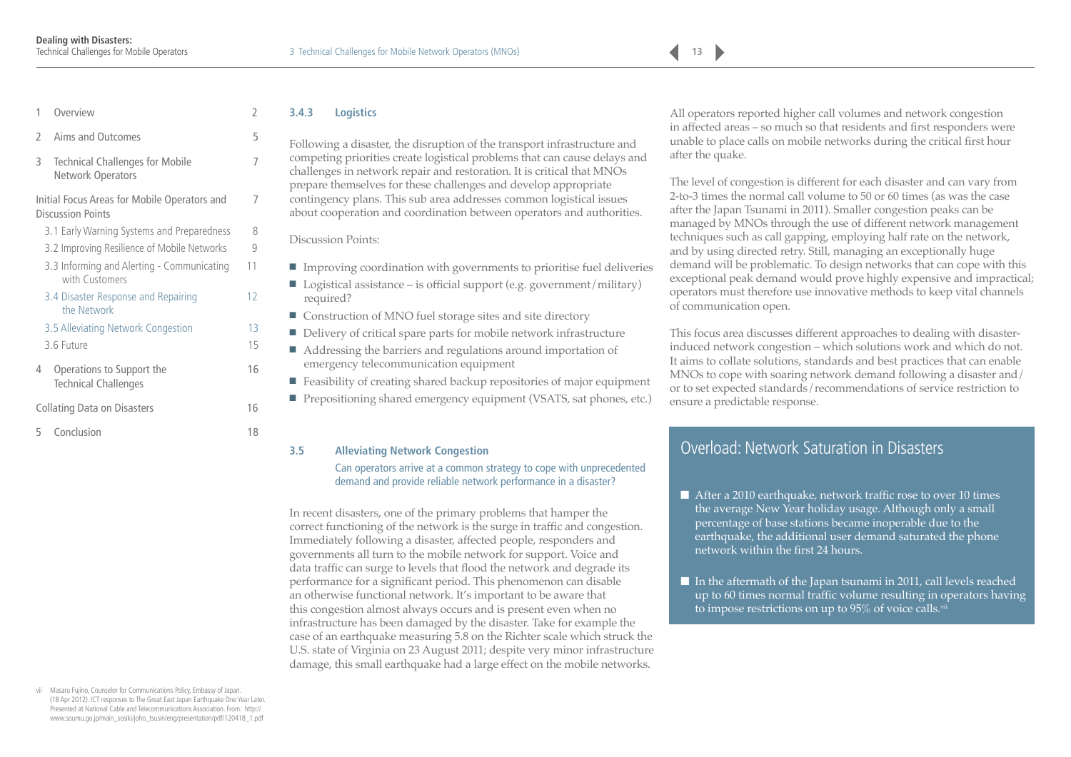### 3.4.3 Logistics

Following a disaster, the disruption of the transport infrastructure and competing priorities create logistical problems that can cause delays and challenges in network repair and restoration. It is critical that MNOs prepare themselves for these challenges and develop appropriate contingency plans. This sub area addresses common logistical issues about cooperation and coordination between operators and authorities.

Discussion Points:

- Improving coordination with governments to prioritise fuel deliveries
- Logistical assistance – is official support (e.g. government/military) required?
- Construction of MNO fuel storage sites and site directory
- Delivery of critical spare parts for mobile network infrastructure
- Addressing the barriers and regulations around importation of emergency telecommunication equipment
- Feasibility of creating shared backup repositories of major equipment
- Prepositioning shared emergency equipment (VSATS, sat phones, etc.)

## 3.5 Alleviating Network Congestion

Can operators arrive at a common strategy to cope with unprecedented demand and provide reliable network performance in a disaster?

In recent disasters, one of the primary problems that hamper the correct functioning of the network is the surge in traffic and congestion. Immediately following a disaster, affected people, responders and governments all turn to the mobile network for support. Voice and data traffic can surge to levels that flood the network and degrade its performance for a significant period. This phenomenon can disable an otherwise functional network. It's important to be aware that this congestion almost always occurs and is present even when no infrastructure has been damaged by the disaster. Take for example the case of an earthquake measuring 5.8 on the Richter scale which struck the U.S. state of Virginia on 23 August 2011; despite very minor infrastructure damage, this small earthquake had a large effect on the mobile networks. All operators reported higher call volumes and network congestion in affected areas – so much so that residents and first responders were unable to place calls on mobile networks during the critical first hour after the quake.

The level of congestion is different for each disaster and can vary from 2-to-3 times the normal call volume to 50 or 60 times (as was the case after the Japan Tsunami in 2011). Smaller congestion peaks can be managed by MNOs through the use of different network management techniques such as call gapping, employing half rate on the network, and by using directed retry. Still, managing an exceptionally huge demand will be problematic. To design networks that can cope with this exceptional peak demand would prove highly expensive and impractical; operators must therefore use innovative methods to keep vital channels of communication open.

This focus area discusses different approaches to dealing with disaster-induced network congestion – which solutions work and which do not. It aims to collate solutions, standards and best practices that can enable MNOs to cope with soaring network demand following a disaster and/or to set expected standards/recommendations of service restriction to ensure a predictable response.

### Overload: Network Saturation in Disasters

- After a 2010 earthquake, network traffic rose to over 10 times the average New Year holiday usage. Although only a small percentage of base stations became inoperable due to the earthquake, the additional user demand saturated the phone network within the first 24 hours.
- In the aftermath of the Japan tsunami in 2011, call levels reached up to 60 times normal traffic volume resulting in operators having to impose restrictions on up to 95% of voice calls.[vii]

[vii] Masaru Fujino, Counselor for Communications Policy, Embassy of Japan. (18 Apr 2012). ICT responses to The Great East Japan Earthquake One Year Later. Presented at National Cable and Telecommunications Association. From: http://www.soumu.go.jp/main_sosiki/joho_tsusin/eng/presentation/pdf/120418_1.pdf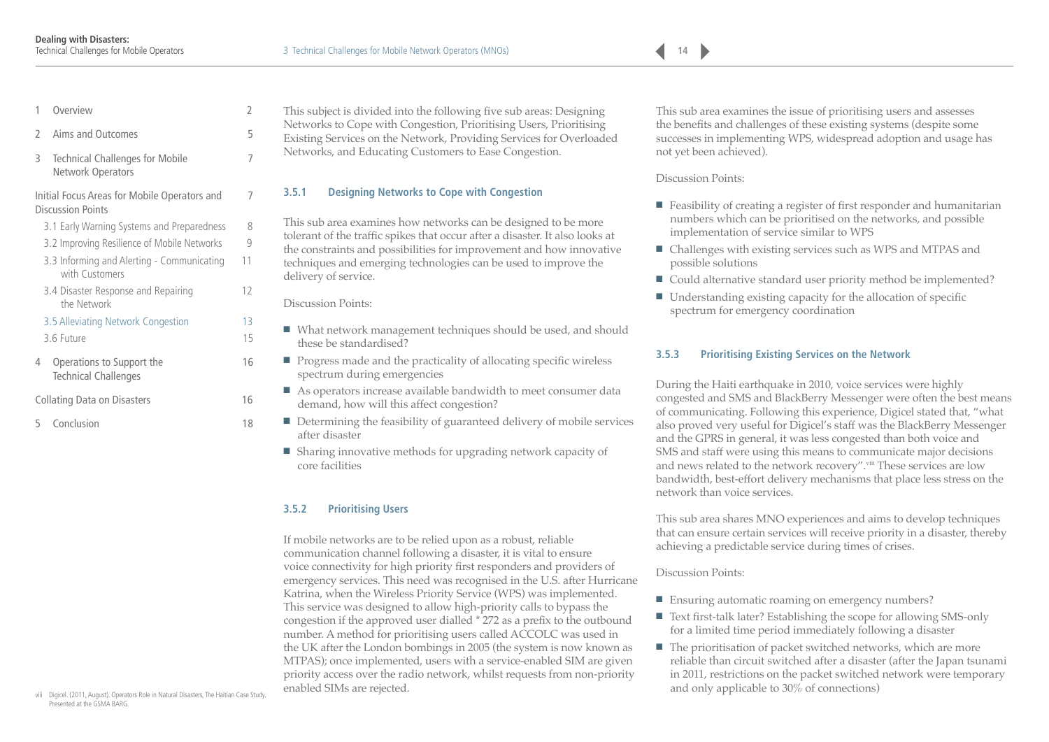This subject is divided into the following five sub areas: Designing Networks to Cope with Congestion, Prioritising Users, Prioritising Existing Services on the Network, Providing Services for Overloaded Networks, and Educating Customers to Ease Congestion.

### 3.5.1 Designing Networks to Cope with Congestion

This sub area examines how networks can be designed to be more tolerant of the traffic spikes that occur after a disaster. It also looks at the constraints and possibilities for improvement and how innovative techniques and emerging technologies can be used to improve the delivery of service.

Discussion Points:

- What network management techniques should be used, and should these be standardised?
- Progress made and the practicality of allocating specific wireless spectrum during emergencies
- As operators increase available bandwidth to meet consumer data demand, how will this affect congestion?
- Determining the feasibility of guaranteed delivery of mobile services after disaster
- Sharing innovative methods for upgrading network capacity of core facilities

### 3.5.2 Prioritising Users

If mobile networks are to be relied upon as a robust, reliable communication channel following a disaster, it is vital to ensure voice connectivity for high priority first responders and providers of emergency services. This need was recognised in the U.S. after Hurricane Katrina, when the Wireless Priority Service (WPS) was implemented. This service was designed to allow high-priority calls to bypass the congestion if the approved user dialled * 272 as a prefix to the outbound number. A method for prioritising users called ACCOLC was used in the UK after the London bombings in 2005 (the system is now known as MTPAS); once implemented, users with a service-enabled SIM are given priority access over the radio network, whilst requests from non-priority enabled SIMs are rejected.

This sub area examines the issue of prioritising users and assesses the benefits and challenges of these existing systems (despite some successes in implementing WPS, widespread adoption and usage has not yet been achieved).

Discussion Points:

- Feasibility of creating a register of first responder and humanitarian numbers which can be prioritised on the networks, and possible implementation of service similar to WPS
- Challenges with existing services such as WPS and MTPAS and possible solutions
- Could alternative standard user priority method be implemented?
- Understanding existing capacity for the allocation of specific spectrum for emergency coordination

### 3.5.3 Prioritising Existing Services on the Network

During the Haiti earthquake in 2010, voice services were highly congested and SMS and BlackBerry Messenger were often the best means of communicating. Following this experience, Digicel stated that, "what also proved very useful for Digicel's staff was the BlackBerry Messenger and the GPRS in general, it was less congested than both voice and SMS and staff were using this means to communicate major decisions and news related to the network recovery".[viii] These services are low bandwidth, best-effort delivery mechanisms that place less stress on the network than voice services.

This sub area shares MNO experiences and aims to develop techniques that can ensure certain services will receive priority in a disaster, thereby achieving a predictable service during times of crises.

Discussion Points:

- Ensuring automatic roaming on emergency numbers?
- Text first-talk later? Establishing the scope for allowing SMS-only for a limited time period immediately following a disaster
- The prioritisation of packet switched networks, which are more reliable than circuit switched after a disaster (after the Japan tsunami in 2011, restrictions on the packet switched network were temporary and only applicable to 30% of connections)

viii Digicel. (2011, August). Operators Role in Natural Disasters, The Haitian Case Study. Presented at the GSMA BARG.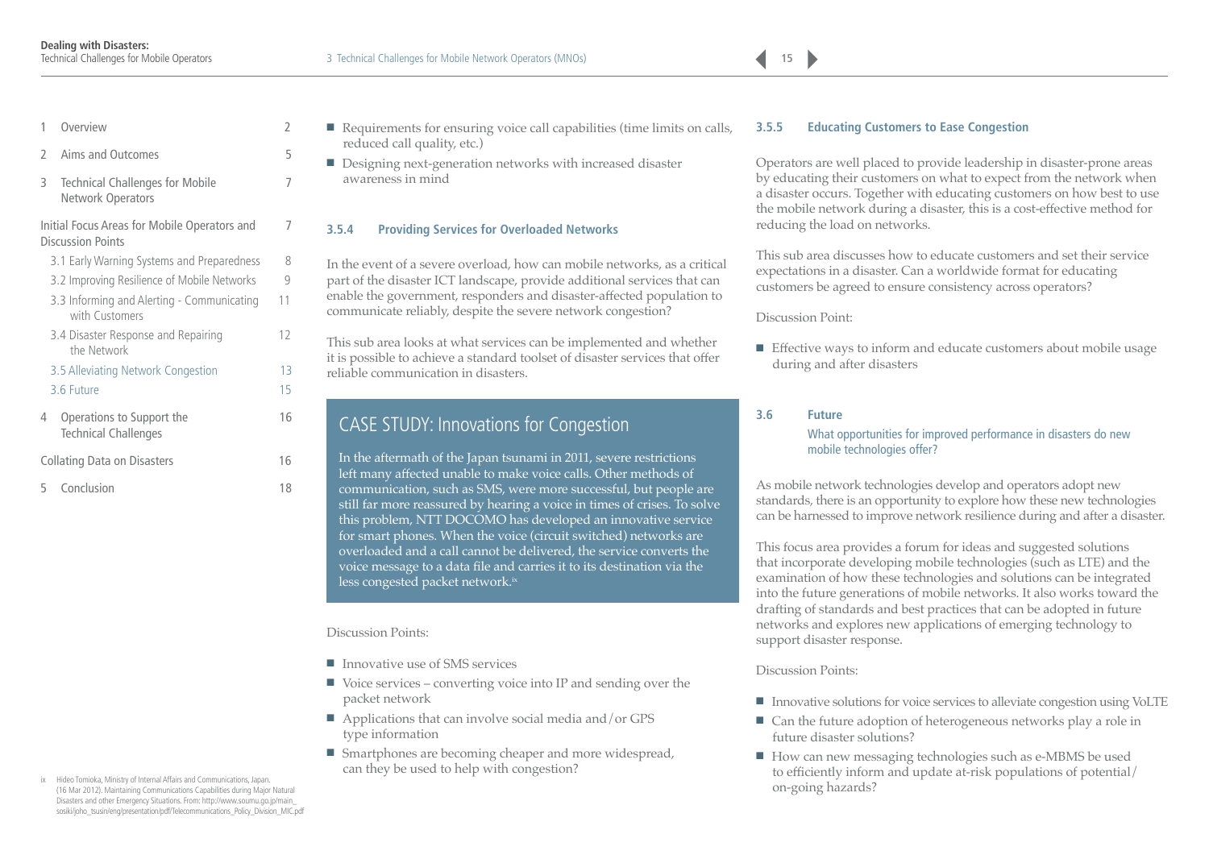- Requirements for ensuring voice call capabilities (time limits on calls, reduced call quality, etc.)
- Designing next-generation networks with increased disaster awareness in mind

### 3.5.4 Providing Services for Overloaded Networks

In the event of a severe overload, how can mobile networks, as a critical part of the disaster ICT landscape, provide additional services that can enable the government, responders and disaster-affected population to communicate reliably, despite the severe network congestion?

This sub area looks at what services can be implemented and whether it is possible to achieve a standard toolset of disaster services that offer reliable communication in disasters.

## CASE STUDY: Innovations for Congestion

In the aftermath of the Japan tsunami in 2011, severe restrictions left many affected unable to make voice calls. Other methods of communication, such as SMS, were more successful, but people are still far more reassured by hearing a voice in times of crises. To solve this problem, NTT DOCOMO has developed an innovative service for smart phones. When the voice (circuit switched) networks are overloaded and a call cannot be delivered, the service converts the voice message to a data file and carries it to its destination via the less congested packet network.[ix]

Discussion Points:

- Innovative use of SMS services
- Voice services – converting voice into IP and sending over the packet network
- Applications that can involve social media and/or GPS type information
- Smartphones are becoming cheaper and more widespread, can they be used to help with congestion?

### 3.5.5 Educating Customers to Ease Congestion

Operators are well placed to provide leadership in disaster-prone areas by educating their customers on what to expect from the network when a disaster occurs. Together with educating customers on how best to use the mobile network during a disaster, this is a cost-effective method for reducing the load on networks.

This sub area discusses how to educate customers and set their service expectations in a disaster. Can a worldwide format for educating customers be agreed to ensure consistency across operators?

Discussion Point:

- Effective ways to inform and educate customers about mobile usage during and after disasters

## 3.6 Future

What opportunities for improved performance in disasters do new mobile technologies offer?

As mobile network technologies develop and operators adopt new standards, there is an opportunity to explore how these new technologies can be harnessed to improve network resilience during and after a disaster.

This focus area provides a forum for ideas and suggested solutions that incorporate developing mobile technologies (such as LTE) and the examination of how these technologies and solutions can be integrated into the future generations of mobile networks. It also works toward the drafting of standards and best practices that can be adopted in future networks and explores new applications of emerging technology to support disaster response.

Discussion Points:

- Innovative solutions for voice services to alleviate congestion using VoLTE
- Can the future adoption of heterogeneous networks play a role in future disaster solutions?
- How can new messaging technologies such as e-MBMS be used to efficiently inform and update at-risk populations of potential/on-going hazards?

---

ix Hideo Tomioka, Ministry of Internal Affairs and Communications, Japan. (16 Mar 2012). Maintaining Communications Capabilities during Major Natural Disasters and other Emergency Situations. From: http://www.soumu.go.jp/main_sosiki/joho_tsusin/eng/presentation/pdf/Telecommunications_Policy_Division_MIC.pdf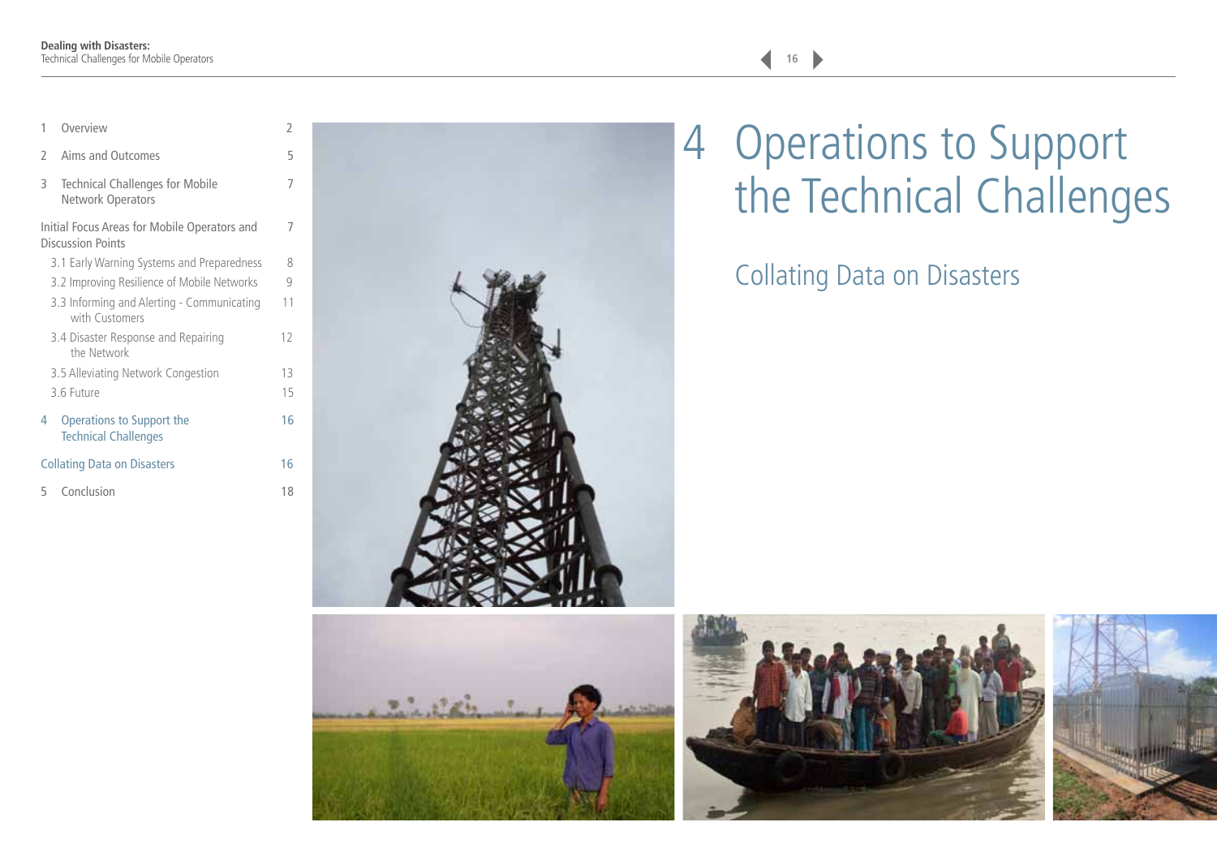| | | |
|---|---|---|
| 1 | Overview | 2 |
| 2 | Aims and Outcomes | 5 |
| 3 | Technical Challenges for Mobile Network Operators | 7 |
| | Initial Focus Areas for Mobile Operators and Discussion Points | 7 |
| | 3.1 Early Warning Systems and Preparedness | 8 |
| | 3.2 Improving Resilience of Mobile Networks | 9 |
| | 3.3 Informing and Alerting - Communicating with Customers | 11 |
| | 3.4 Disaster Response and Repairing the Network | 12 |
| | 3.5 Alleviating Network Congestion | 13 |
| | 3.6 Future | 15 |
| 4 | Operations to Support the Technical Challenges | 16 |
| | Collating Data on Disasters | 16 |
| 5 | Conclusion | 18 |

# 4 Operations to Support the Technical Challenges

## Collating Data on Disasters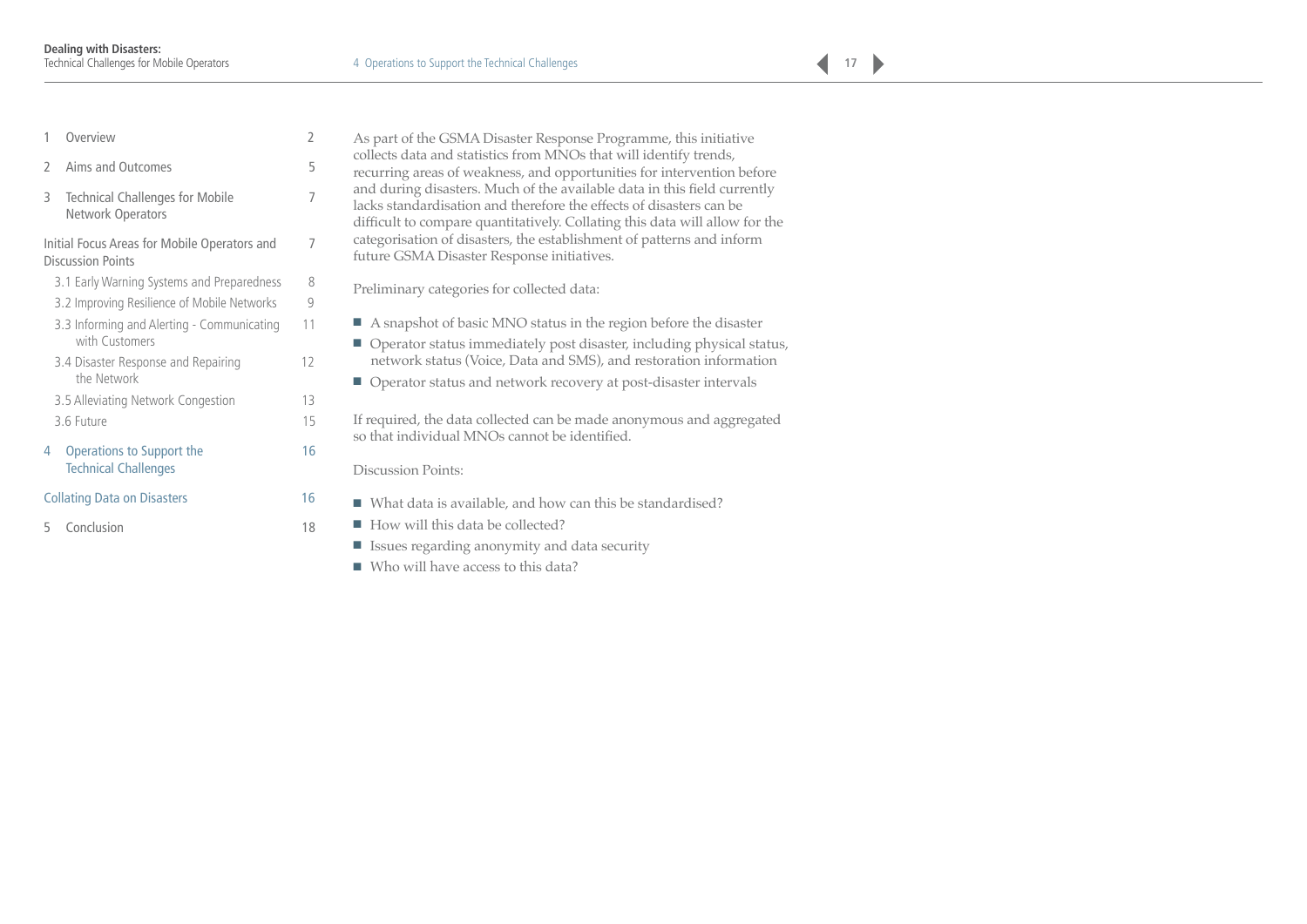As part of the GSMA Disaster Response Programme, this initiative collects data and statistics from MNOs that will identify trends, recurring areas of weakness, and opportunities for intervention before and during disasters. Much of the available data in this field currently lacks standardisation and therefore the effects of disasters can be difficult to compare quantitatively. Collating this data will allow for the categorisation of disasters, the establishment of patterns and inform future GSMA Disaster Response initiatives.

Preliminary categories for collected data:

- A snapshot of basic MNO status in the region before the disaster
- Operator status immediately post disaster, including physical status, network status (Voice, Data and SMS), and restoration information
- Operator status and network recovery at post-disaster intervals

If required, the data collected can be made anonymous and aggregated so that individual MNOs cannot be identified.

Discussion Points:

- What data is available, and how can this be standardised?
- How will this data be collected?
- Issues regarding anonymity and data security
- Who will have access to this data?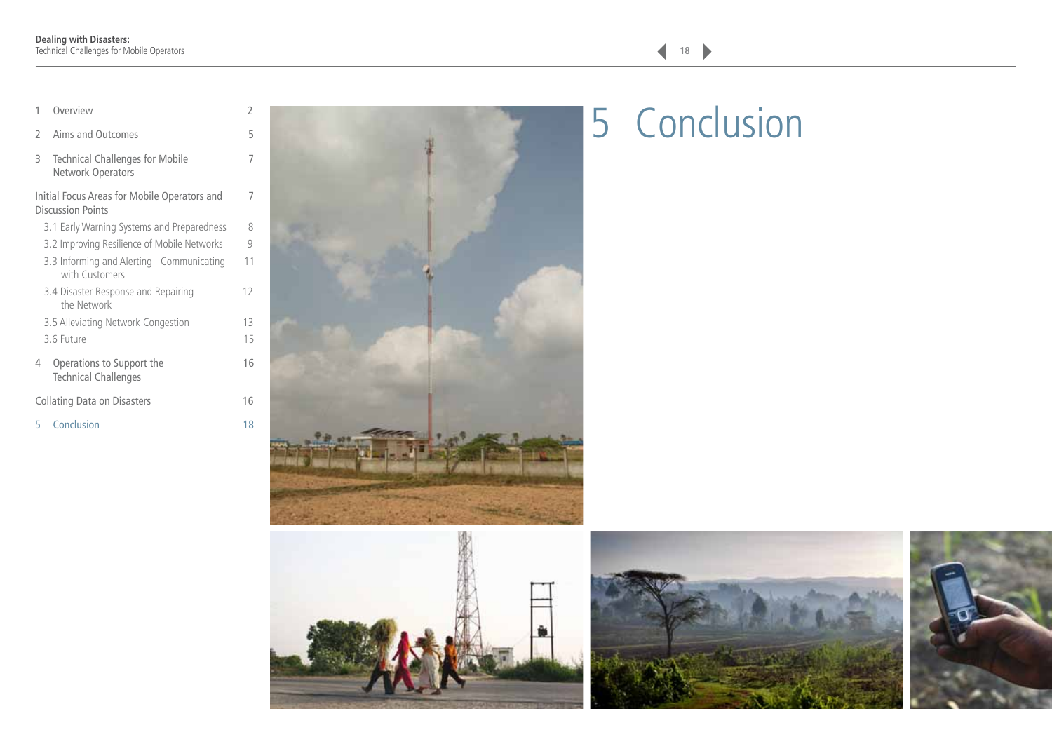| | | |
|---|---|---|
| 1 | Overview | 2 |
| 2 | Aims and Outcomes | 5 |
| 3 | Technical Challenges for Mobile Network Operators | 7 |
| | Initial Focus Areas for Mobile Operators and Discussion Points | 7 |
| | 3.1 Early Warning Systems and Preparedness | 8 |
| | 3.2 Improving Resilience of Mobile Networks | 9 |
| | 3.3 Informing and Alerting - Communicating with Customers | 11 |
| | 3.4 Disaster Response and Repairing the Network | 12 |
| | 3.5 Alleviating Network Congestion | 13 |
| | 3.6 Future | 15 |
| 4 | Operations to Support the Technical Challenges | 16 |
| | Collating Data on Disasters | 16 |
| 5 | Conclusion | 18 |

# 5 Conclusion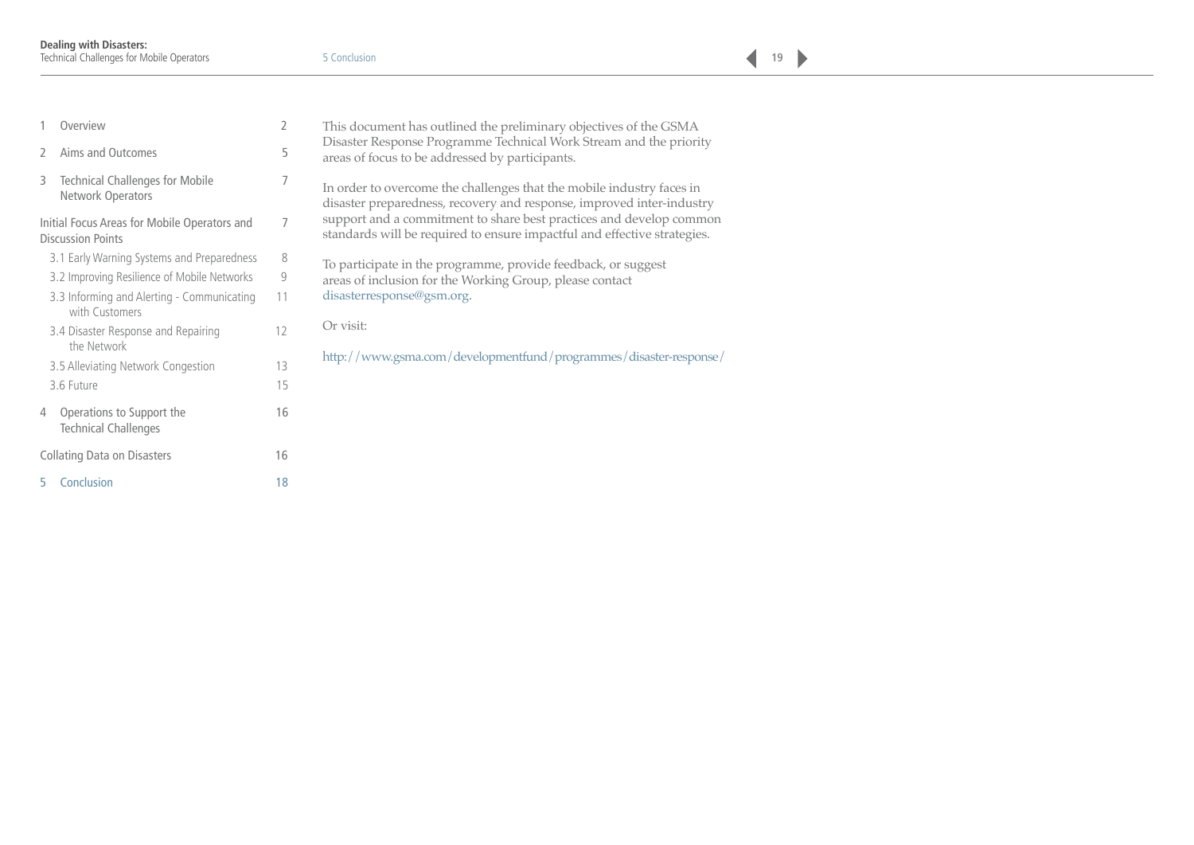| | | |
|---|---|---|
| 1 | Overview | 2 |
| 2 | Aims and Outcomes | 5 |
| 3 | Technical Challenges for Mobile Network Operators | 7 |
| | Initial Focus Areas for Mobile Operators and Discussion Points | 7 |
| | 3.1 Early Warning Systems and Preparedness | 8 |
| | 3.2 Improving Resilience of Mobile Networks | 9 |
| | 3.3 Informing and Alerting - Communicating with Customers | 11 |
| | 3.4 Disaster Response and Repairing the Network | 12 |
| | 3.5 Alleviating Network Congestion | 13 |
| | 3.6 Future | 15 |
| 4 | Operations to Support the Technical Challenges | 16 |
| | Collating Data on Disasters | 16 |
| 5 | Conclusion | 18 |

This document has outlined the preliminary objectives of the GSMA Disaster Response Programme Technical Work Stream and the priority areas of focus to be addressed by participants.

In order to overcome the challenges that the mobile industry faces in disaster preparedness, recovery and response, improved inter-industry support and a commitment to share best practices and develop common standards will be required to ensure impactful and effective strategies.

To participate in the programme, provide feedback, or suggest areas of inclusion for the Working Group, please contact disasterresponse@gsm.org.

Or visit:

http://www.gsma.com/developmentfund/programmes/disaster-response/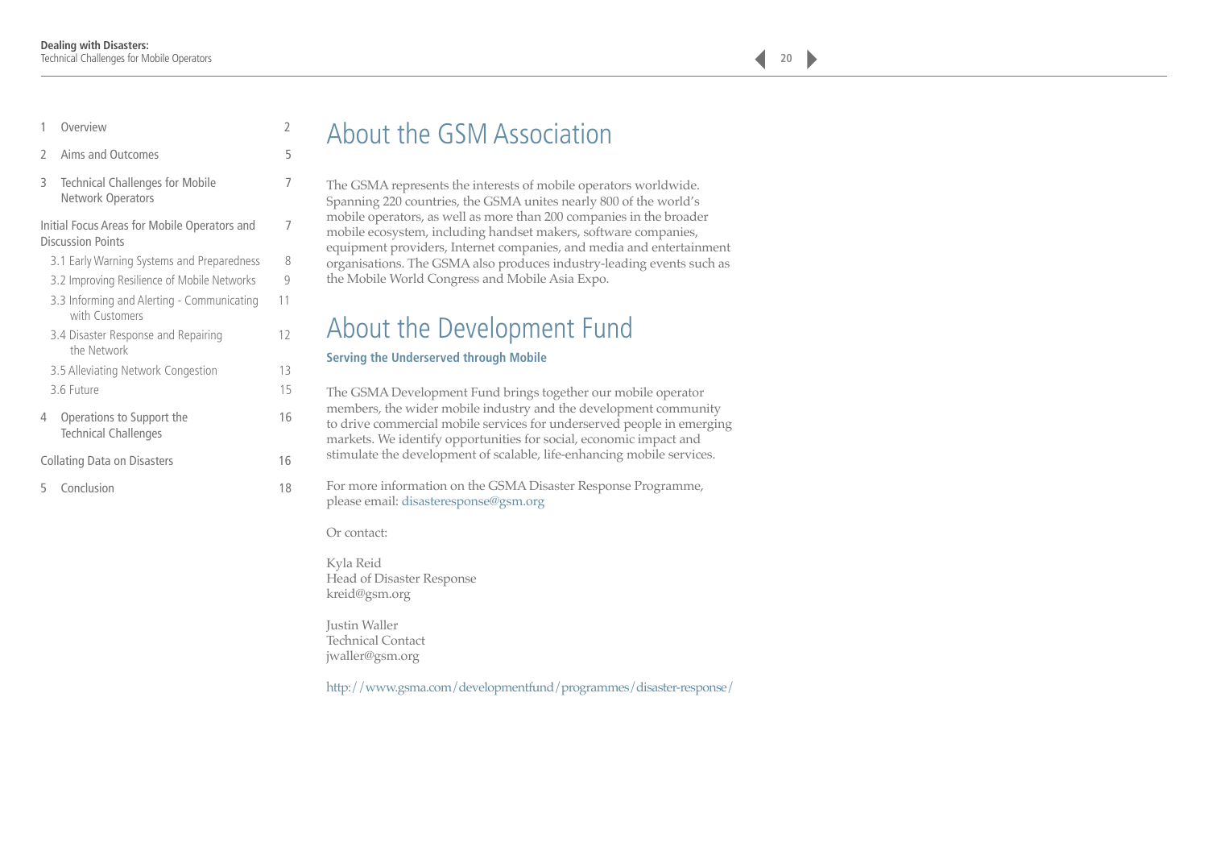| | | |
|---|---|---|
| 1 | Overview | 2 |
| 2 | Aims and Outcomes | 5 |
| 3 | Technical Challenges for Mobile Network Operators | 7 |
| | Initial Focus Areas for Mobile Operators and Discussion Points | 7 |
| | 3.1 Early Warning Systems and Preparedness | 8 |
| | 3.2 Improving Resilience of Mobile Networks | 9 |
| | 3.3 Informing and Alerting - Communicating with Customers | 11 |
| | 3.4 Disaster Response and Repairing the Network | 12 |
| | 3.5 Alleviating Network Congestion | 13 |
| | 3.6 Future | 15 |
| 4 | Operations to Support the Technical Challenges | 16 |
| | Collating Data on Disasters | 16 |
| 5 | Conclusion | 18 |

# About the GSM Association

The GSMA represents the interests of mobile operators worldwide. Spanning 220 countries, the GSMA unites nearly 800 of the world's mobile operators, as well as more than 200 companies in the broader mobile ecosystem, including handset makers, software companies, equipment providers, Internet companies, and media and entertainment organisations. The GSMA also produces industry-leading events such as the Mobile World Congress and Mobile Asia Expo.

# About the Development Fund

**Serving the Underserved through Mobile**

The GSMA Development Fund brings together our mobile operator members, the wider mobile industry and the development community to drive commercial mobile services for underserved people in emerging markets. We identify opportunities for social, economic impact and stimulate the development of scalable, life-enhancing mobile services.

For more information on the GSMA Disaster Response Programme, please email: disasterresponse@gsm.org

Or contact:

Kyla Reid
Head of Disaster Response
kreid@gsm.org

Justin Waller
Technical Contact
jwaller@gsm.org

http://www.gsma.com/developmentfund/programmes/disaster-response/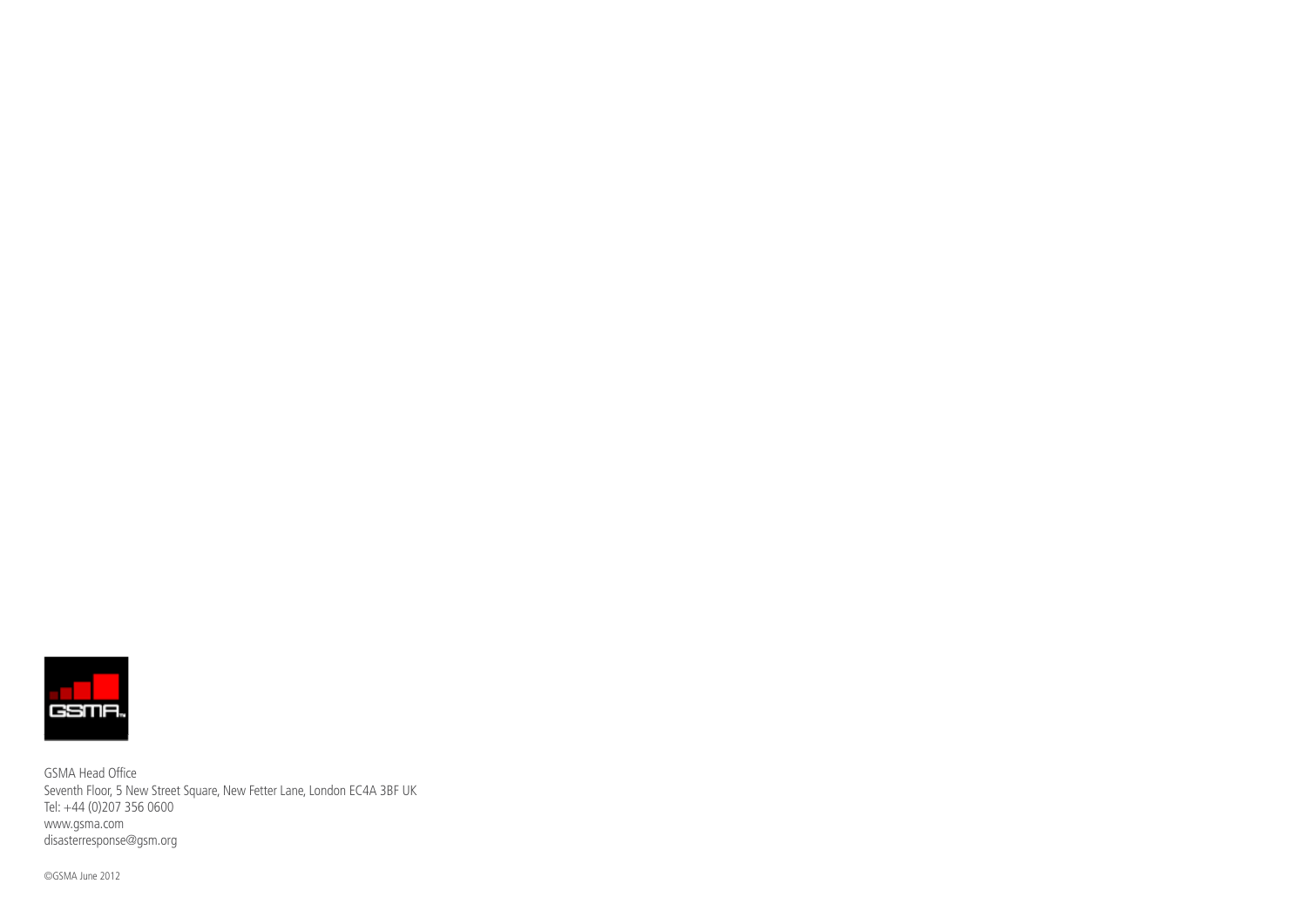GSMA Head Office
Seventh Floor, 5 New Street Square, New Fetter Lane, London EC4A 3BF UK
Tel: +44 (0)207 356 0600
www.gsma.com
disasterresponse@gsm.org

©GSMA June 2012